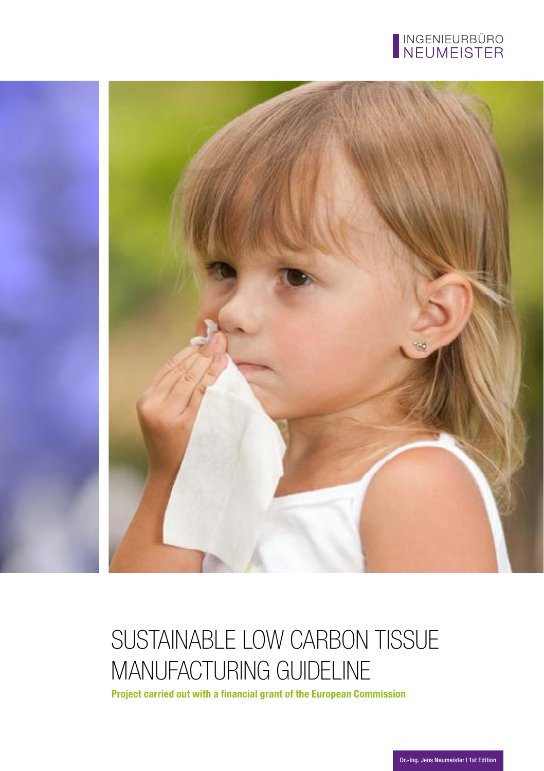INGENIEURBÜRO
NEUMEISTER

# SUSTAINABLE LOW CARBON TISSUE MANUFACTURING GUIDELINE

**Project carried out with a financial grant of the European Commission**

Dr.-Ing. Jens Neumeister | 1st Edition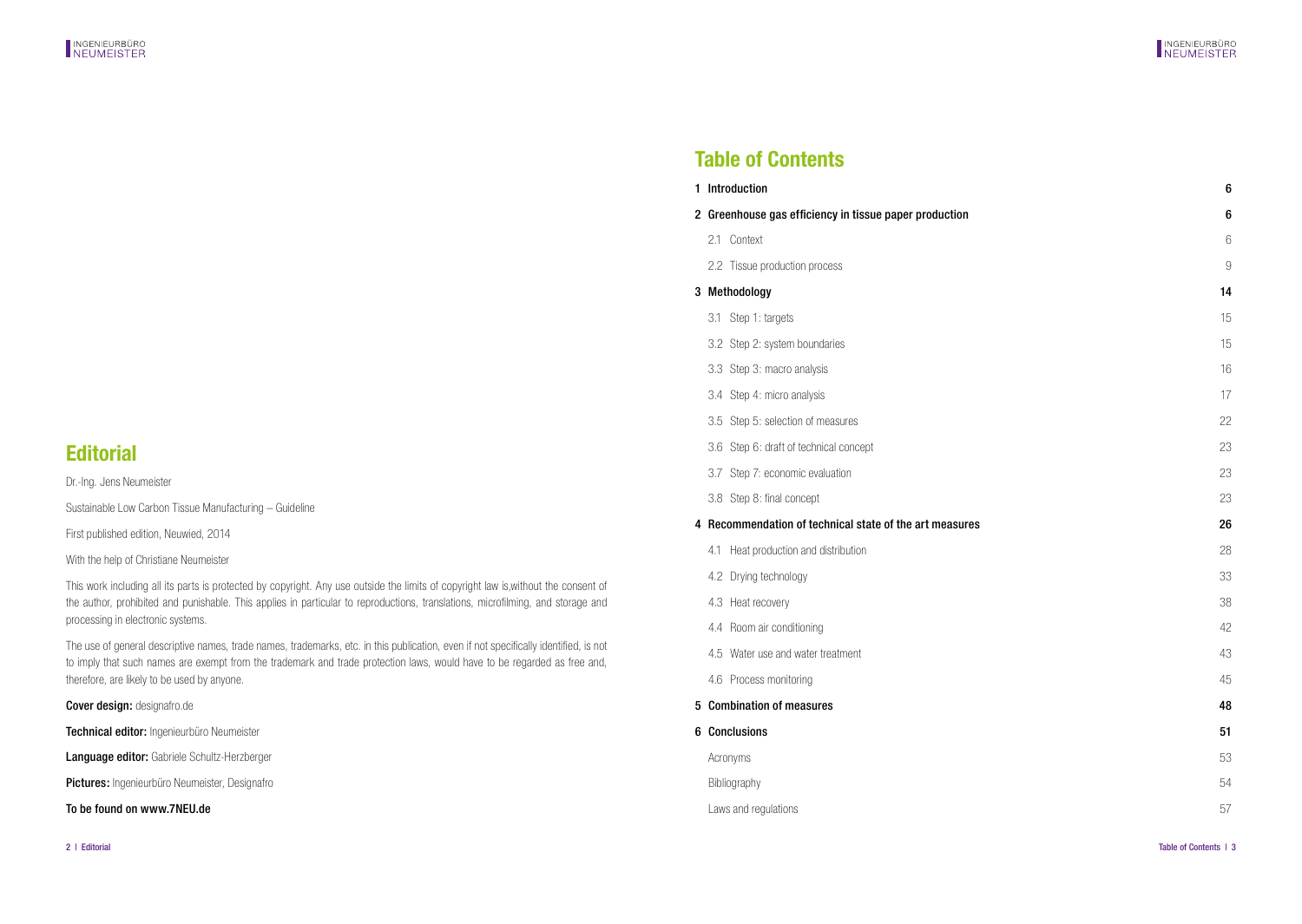## Editorial

Dr.-Ing. Jens Neumeister

Sustainable Low Carbon Tissue Manufacturing – Guideline

First published edition, Neuwied, 2014

With the help of Christiane Neumeister

This work including all its parts is protected by copyright. Any use outside the limits of copyright law is,without the consent of the author, prohibited and punishable. This applies in particular to reproductions, translations, microfilming, and storage and processing in electronic systems.

The use of general descriptive names, trade names, trademarks, etc. in this publication, even if not specifically identified, is not to imply that such names are exempt from the trademark and trade protection laws, would have to be regarded as free and, therefore, are likely to be used by anyone.

**Cover design:** designafro.de

**Technical editor:** Ingenieurbüro Neumeister

**Language editor:** Gabriele Schultz-Herzberger

**Pictures:** Ingenieurbüro Neumeister, Designafro

**To be found on www.7NEU.de**

## Table of Contents

| | |
|---|---|
| **1 Introduction** | **6** |
| **2 Greenhouse gas efficiency in tissue paper production** | **6** |
| 2.1 Context | 6 |
| 2.2 Tissue production process | 9 |
| **3 Methodology** | **14** |
| 3.1 Step 1: targets | 15 |
| 3.2 Step 2: system boundaries | 15 |
| 3.3 Step 3: macro analysis | 16 |
| 3.4 Step 4: micro analysis | 17 |
| 3.5 Step 5: selection of measures | 22 |
| 3.6 Step 6: draft of technical concept | 23 |
| 3.7 Step 7: economic evaluation | 23 |
| 3.8 Step 8: final concept | 23 |
| **4 Recommendation of technical state of the art measures** | **26** |
| 4.1 Heat production and distribution | 28 |
| 4.2 Drying technology | 33 |
| 4.3 Heat recovery | 38 |
| 4.4 Room air conditioning | 42 |
| 4.5 Water use and water treatment | 43 |
| 4.6 Process monitoring | 45 |
| **5 Combination of measures** | **48** |
| **6 Conclusions** | **51** |
| Acronyms | 53 |
| Bibliography | 54 |
| Laws and regulations | 57 |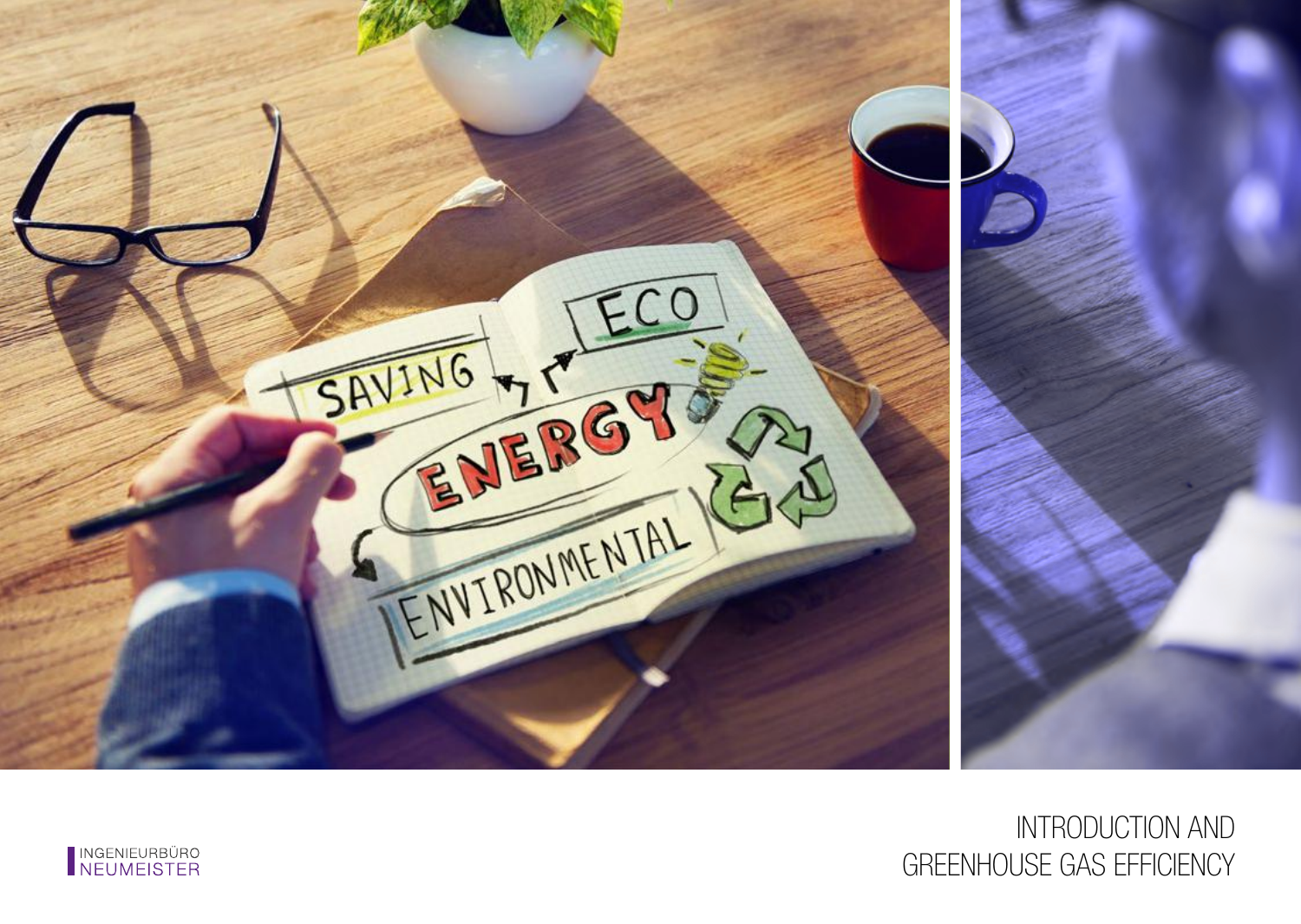# INTRODUCTION AND GREENHOUSE GAS EFFICIENCY

INGENIEURBÜRO
NEUMEISTER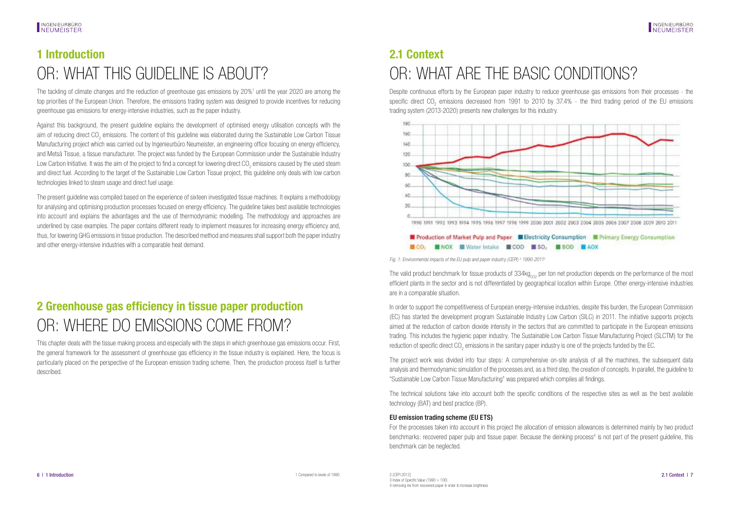# 1 Introduction

# OR: WHAT THIS GUIDELINE IS ABOUT?

The tackling of climate changes and the reduction of greenhouse gas emissions by 20%[1] until the year 2020 are among the top priorities of the European Union. Therefore, the emissions trading system was designed to provide incentives for reducing greenhouse gas emissions for energy-intensive industries, such as the paper industry.

Against this background, the present guideline explains the development of optimised energy utilisation concepts with the aim of reducing direct $CO_2$ emissions. The content of this guideline was elaborated during the Sustainable Low Carbon Tissue Manufacturing project which was carried out by Ingenieurbüro Neumeister, an engineering office focusing on energy efficiency, and Metsä Tissue, a tissue manufacturer. The project was funded by the European Commission under the Sustainable Industry Low Carbon Initiative. It was the aim of the project to find a concept for lowering direct $CO_2$ emissions caused by the used steam and direct fuel. According to the target of the Sustainable Low Carbon Tissue project, this guideline only deals with low carbon technologies linked to steam usage and direct fuel usage.

The present guideline was compiled based on the experience of sixteen investigated tissue machines. It explains a methodology for analysing and optimising production processes focused on energy efficiency. The guideline takes best available technologies into account and explains the advantages and the use of thermodynamic modelling. The methodology and approaches are underlined by case examples. The paper contains different ready to implement measures for increasing energy efficiency and, thus, for lowering GHG emissions in tissue production. The described method and measures shall support both the paper industry and other energy-intensive industries with a comparable heat demand.

1 Compared to levels of 1990.

# 2 Greenhouse gas efficiency in tissue paper production

# OR: WHERE DO EMISSIONS COME FROM?

This chapter deals with the tissue making process and especially with the steps in which greenhouse gas emissions occur. First, the general framework for the assessment of greenhouse gas efficiency in the tissue industry is explained. Here, the focus is particularly placed on the perspective of the European emission trading scheme. Then, the production process itself is further described.

# 2.1 Context

# OR: WHAT ARE THE BASIC CONDITIONS?

Despite continuous efforts by the European paper industry to reduce greenhouse gas emissions from their processes - the specific direct $CO_2$ emissions decreased from 1991 to 2010 by 37.4% - the third trading period of the EU emissions trading system (2013-2020) presents new challenges for this industry.

*Fig. 1: Environmental impacts of the EU pulp and paper industry (CEPI)[2] 1990-2011[3]*

The valid product benchmark for tissue products of 334$kg_{CO2}$ per ton net production depends on the performance of the most efficient plants in the sector and is not differentiated by geographical location within Europe. Other energy-intensive industries are in a comparable situation.

In order to support the competitiveness of European energy-intensive industries, despite this burden, the European Commission (EC) has started the development program Sustainable Industry Low Carbon (SILC) in 2011. The initiative supports projects aimed at the reduction of carbon dioxide intensity in the sectors that are committed to participate in the European emissions trading. This includes the hygienic paper industry. The Sustainable Low Carbon Tissue Manufacturing Project (SLCTM) for the reduction of specific direct $CO_2$ emissions in the sanitary paper industry is one of the projects funded by the EC.

The project work was divided into four steps: A comprehensive on-site analysis of all the machines, the subsequent data analysis and thermodynamic simulation of the processes and, as a third step, the creation of concepts. In parallel, the guideline to "Sustainable Low Carbon Tissue Manufacturing" was prepared which compiles all findings.

The technical solutions take into account both the specific conditions of the respective sites as well as the best available technology (BAT) and best practice (BP).

### EU emission trading scheme (EU ETS)

For the processes taken into account in this project the allocation of emission allowances is determined mainly by two product benchmarks: recovered paper pulp and tissue paper. Because the deinking process[4] is not part of the present guideline, this benchmark can be neglected.

2 [CEPI 2012]
3 Index of Specific Value (1990 = 100)
4 removing ink from recovered paper in order to increase brightness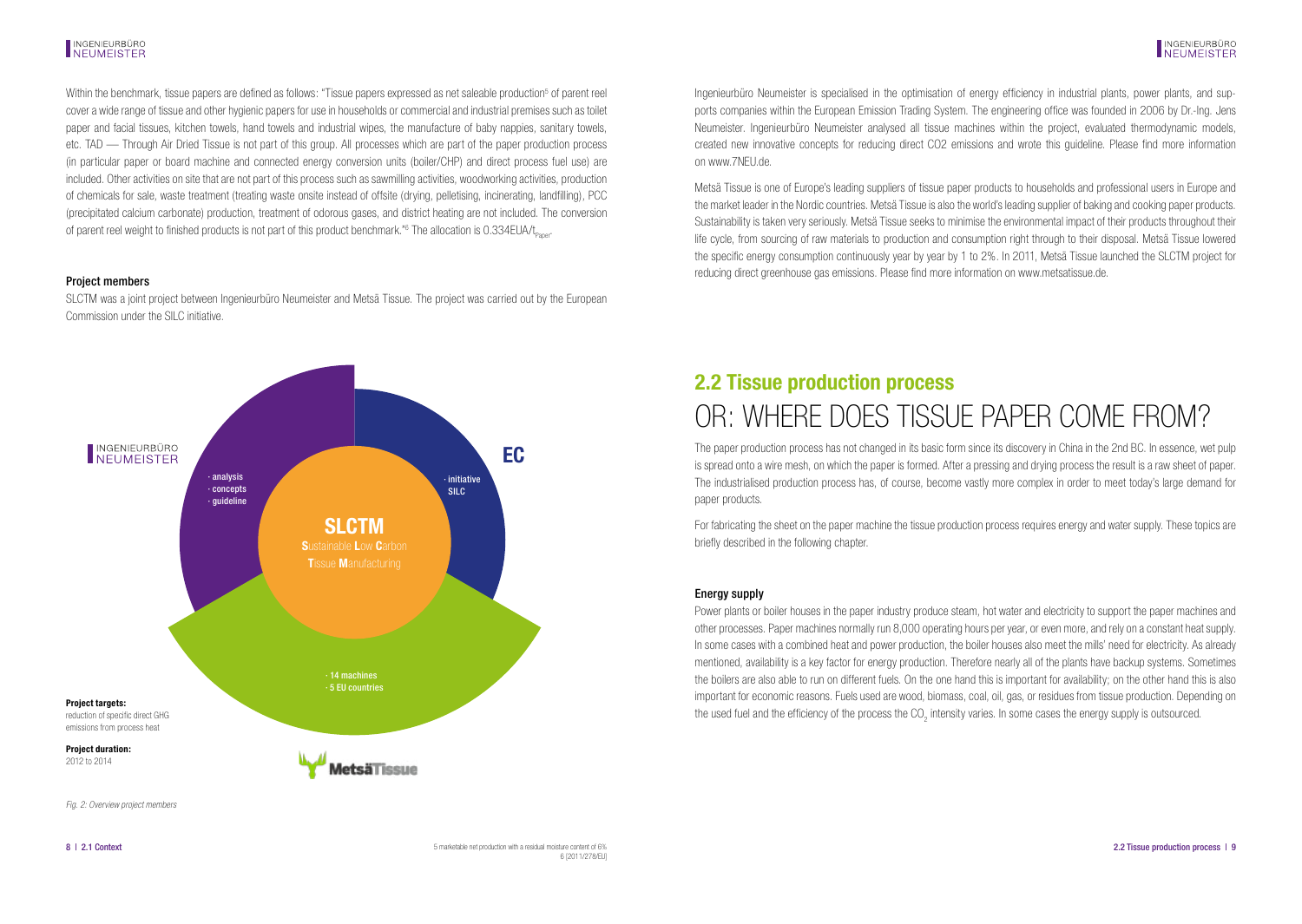Within the benchmark, tissue papers are defined as follows: "Tissue papers expressed as net saleable production[5] of parent reel cover a wide range of tissue and other hygienic papers for use in households or commercial and industrial premises such as toilet paper and facial tissues, kitchen towels, hand towels and industrial wipes, the manufacture of baby nappies, sanitary towels, etc. TAD — Through Air Dried Tissue is not part of this group. All processes which are part of the paper production process (in particular paper or board machine and connected energy conversion units (boiler/CHP) and direct process fuel use) are included. Other activities on site that are not part of this process such as sawmilling activities, woodworking activities, production of chemicals for sale, waste treatment (treating waste onsite instead of offsite (drying, pelletising, incinerating, landfilling), PCC (precipitated calcium carbonate) production, treatment of odorous gases, and district heating are not included. The conversion of parent reel weight to finished products is not part of this product benchmark."[6] The allocation is 0.334EUA/$t_{Paper}$.

### Project members

SLCTM was a joint project between Ingenieurbüro Neumeister and Metsä Tissue. The project was carried out by the European Commission under the SILC initiative.

INGENIEURBÜRO NEUMEISTER
- analysis
- concepts
- guideline

EC
- initiative SILC

**SLCTM**
**S**ustainable **L**ow **C**arbon **T**issue **M**anufacturing

- 14 machines
- 5 EU countries

MetsäTissue

**Project targets:**
reduction of specific direct GHG emissions from process heat

**Project duration:**
2012 to 2014

*Fig. 2: Overview project members*

Ingenieurbüro Neumeister is specialised in the optimisation of energy efficiency in industrial plants, power plants, and supports companies within the European Emission Trading System. The engineering office was founded in 2006 by Dr.-Ing. Jens Neumeister. Ingenieurbüro Neumeister analysed all tissue machines within the project, evaluated thermodynamic models, created new innovative concepts for reducing direct CO2 emissions and wrote this guideline. Please find more information on www.7NEU.de.

Metsä Tissue is one of Europe's leading suppliers of tissue paper products to households and professional users in Europe and the market leader in the Nordic countries. Metsä Tissue is also the world's leading supplier of baking and cooking paper products. Sustainability is taken very seriously. Metsä Tissue seeks to minimise the environmental impact of their products throughout their life cycle, from sourcing of raw materials to production and consumption right through to their disposal. Metsä Tissue lowered the specific energy consumption continuously year by year by 1 to 2%. In 2011, Metsä Tissue launched the SLCTM project for reducing direct greenhouse gas emissions. Please find more information on www.metsatissue.de.

## 2.2 Tissue production process OR: WHERE DOES TISSUE PAPER COME FROM?

The paper production process has not changed in its basic form since its discovery in China in the 2nd BC. In essence, wet pulp is spread onto a wire mesh, on which the paper is formed. After a pressing and drying process the result is a raw sheet of paper. The industrialised production process has, of course, become vastly more complex in order to meet today's large demand for paper products.

For fabricating the sheet on the paper machine the tissue production process requires energy and water supply. These topics are briefly described in the following chapter.

### Energy supply

Power plants or boiler houses in the paper industry produce steam, hot water and electricity to support the paper machines and other processes. Paper machines normally run 8,000 operating hours per year, or even more, and rely on a constant heat supply. In some cases with a combined heat and power production, the boiler houses also meet the mills' need for electricity. As already mentioned, availability is a key factor for energy production. Therefore nearly all of the plants have backup systems. Sometimes the boilers are also able to run on different fuels. On the one hand this is important for availability; on the other hand this is also important for economic reasons. Fuels used are wood, biomass, coal, oil, gas, or residues from tissue production. Depending on the used fuel and the efficiency of the process the $CO_2$ intensity varies. In some cases the energy supply is outsourced.

[5] marketable net production with a residual moisture content of 6%

[6] (2011/278/EU)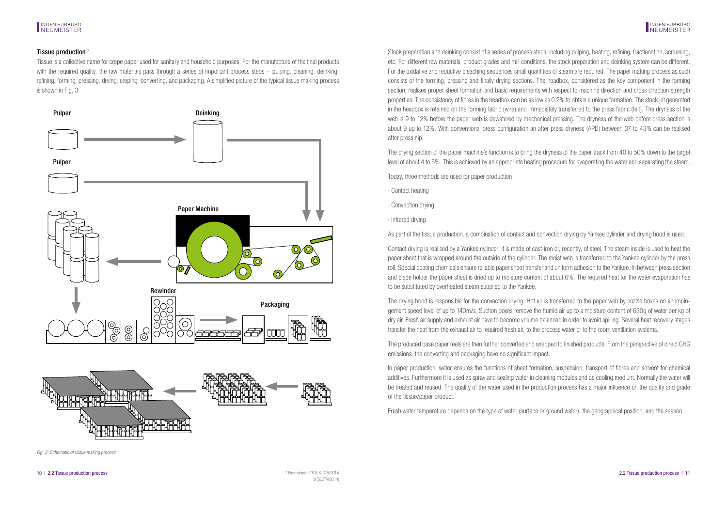## Tissue production [7]

Tissue is a collective name for crepe paper used for sanitary and household purposes. For the manufacture of the final products with the required quality, the raw materials pass through a series of important process steps – pulping, cleaning, deinking, refining, forming, pressing, drying, creping, converting, and packaging. A simplified picture of the typical tissue making process is shown in Fig. 3.

*Fig. 3: Schematic of tissue making process[8]*

7 Biechschmidt 2010; SLCTM 2014
8 [SLCTM 2014]

Stock preparation and deinking consist of a series of process steps, including pulping, beating, refining, fractionation, screening, etc. For different raw materials, product grades and mill conditions, the stock preparation and deinking system can be different. For the oxidative and reductive bleaching sequences small quantities of steam are required. The paper making process as such consists of the forming, pressing and finally drying sections. The headbox, considered as the key component in the forming section, realises proper sheet formation and basic requirements with respect to machine direction and cross direction strength properties. The consistency of fibres in the headbox can be as low as 0.2% to obtain a unique formation. The stock jet generated in the headbox is retained on the forming fabric (wire) and immediately transferred to the press fabric (felt). The dryness of the web is 9 to 12% before the paper web is dewatered by mechanical pressing. The dryness of the web before press section is about 9 up to 12%. With conventional press configuration an after press dryness (APD) between 37 to 43% can be realised after press nip.

The drying section of the paper machine's function is to bring the dryness of the paper track from 40 to 50% down to the target level of about 4 to 5%. This is achieved by an appropriate heating procedure for evaporating the water and separating the steam.

Today, three methods are used for paper production:

- Contact heating
- Convection drying
- Infrared drying

As part of the tissue production, a combination of contact and convection drying by Yankee cylinder and drying hood is used.

Contact drying is realised by a Yankee cylinder. It is made of cast-iron or, recently, of steel. The steam inside is used to heat the paper sheet that is wrapped around the outside of the cylinder. The moist web is transferred to the Yankee cylinder by the press roll. Special coating chemicals ensure reliable paper sheet transfer and uniform adhesion to the Yankee. In between press section and blade holder the paper sheet is dried up to moisture content of about 6%. The required heat for the water evaporation has to be substituted by overheated steam supplied to the Yankee.

The drying hood is responsible for the convection drying. Hot air is transferred to the paper web by nozzle boxes on an impingement speed level of up to 140m/s. Suction boxes remove the humid air up to a moisture content of 630g of water per kg of dry air. Fresh air supply and exhaust air have to become volume balanced in order to avoid spilling. Several heat recovery stages transfer the heat from the exhaust air to required fresh air, to the process water or to the room ventilation systems.

The produced base paper reels are then further converted and wrapped to finished products. From the perspective of direct GHG emissions, the converting and packaging have no significant impact.

In paper production, water ensures the functions of sheet formation, suspension, transport of fibres and solvent for chemical additives. Furthermore it is used as spray and sealing water in cleaning modules and as cooling medium. Normally the water will be treated and reused. The quality of the water used in the production process has a major influence on the quality and grade of the tissue/paper product.

Fresh water temperature depends on the type of water (surface or ground water), the geographical position, and the season.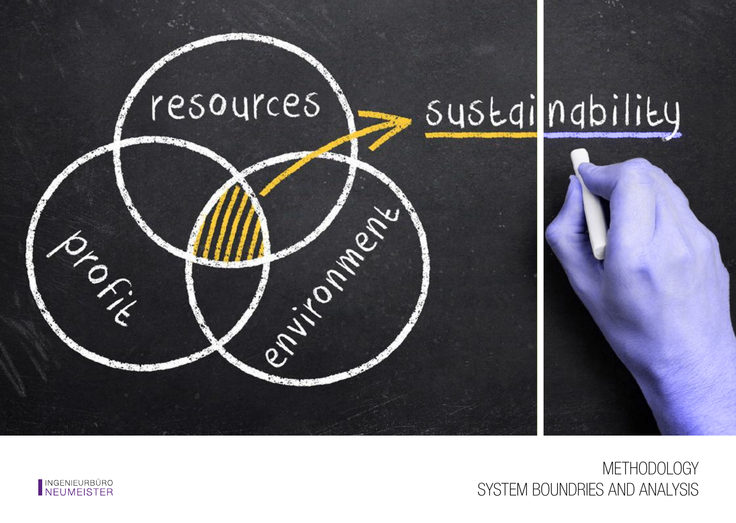# METHODOLOGY
## SYSTEM BOUNDRIES AND ANALYSIS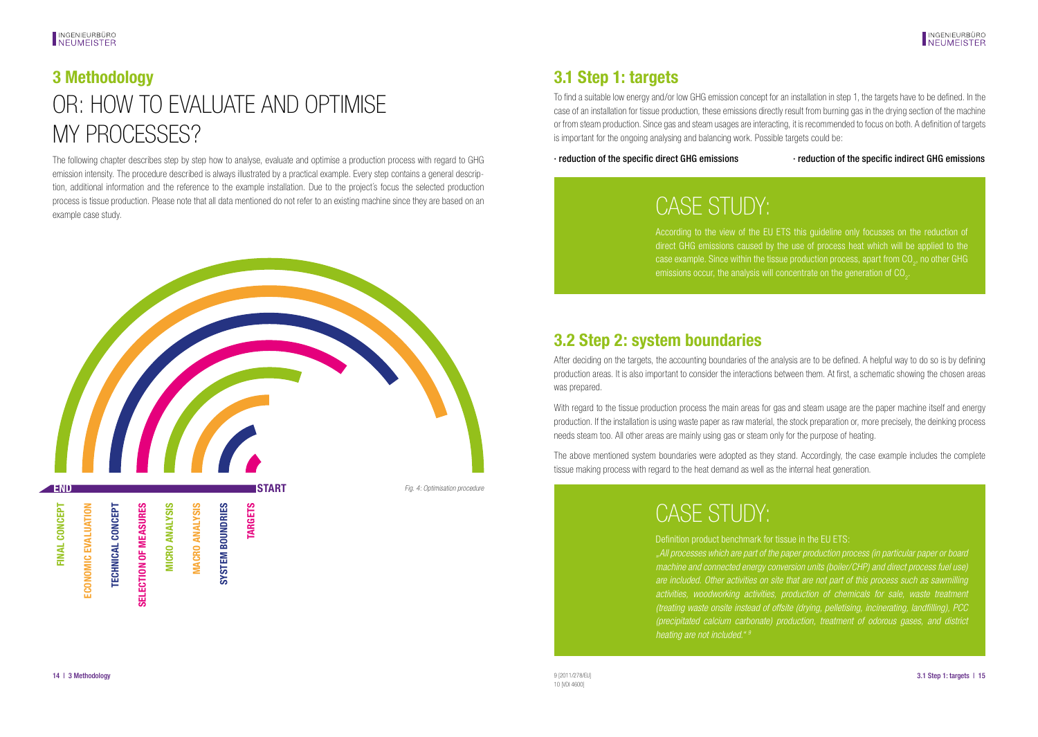# 3 Methodology

# OR: HOW TO EVALUATE AND OPTIMISE MY PROCESSES?

The following chapter describes step by step how to analyse, evaluate and optimise a production process with regard to GHG emission intensity. The procedure described is always illustrated by a practical example. Every step contains a general description, additional information and the reference to the example installation. Due to the project's focus the selected production process is tissue production. Please note that all data mentioned do not refer to an existing machine since they are based on an example case study.

END — FINAL CONCEPT — ECONOMIC EVALUATION — TECHNICAL CONCEPT — SELECTION OF MEASURES — MICRO ANALYSIS — MACRO ANALYSIS — SYSTEM BOUNDRIES — TARGETS — START

*Fig. 4: Optimisation procedure*

## 3.1 Step 1: targets

To find a suitable low energy and/or low GHG emission concept for an installation in step 1, the targets have to be defined. In the case of an installation for tissue production, these emissions directly result from burning gas in the drying section of the machine or from steam production. Since gas and steam usages are interacting, it is recommended to focus on both. A definition of targets is important for the ongoing analysing and balancing work. Possible targets could be:

- **reduction of the specific direct GHG emissions**
- **reduction of the specific indirect GHG emissions**

### CASE STUDY:

According to the view of the EU ETS this guideline only focusses on the reduction of direct GHG emissions caused by the use of process heat which will be applied to the case example. Since within the tissue production process, apart from $CO_2$, no other GHG emissions occur, the analysis will concentrate on the generation of $CO_2$.

## 3.2 Step 2: system boundaries

After deciding on the targets, the accounting boundaries of the analysis are to be defined. A helpful way to do so is by defining production areas. It is also important to consider the interactions between them. At first, a schematic showing the chosen areas was prepared.

With regard to the tissue production process the main areas for gas and steam usage are the paper machine itself and energy production. If the installation is using waste paper as raw material, the stock preparation or, more precisely, the deinking process needs steam too. All other areas are mainly using gas or steam only for the purpose of heating.

The above mentioned system boundaries were adopted as they stand. Accordingly, the case example includes the complete tissue making process with regard to the heat demand as well as the internal heat generation.

### CASE STUDY:

Definition product benchmark for tissue in the EU ETS:

*„All processes which are part of the paper production process (in particular paper or board machine and connected energy conversion units (boiler/CHP) and direct process fuel use) are included. Other activities on site that are not part of this process such as sawmilling activities, woodworking activities, production of chemicals for sale, waste treatment (treating waste onsite instead of offsite (drying, pelletising, incinerating, landfilling), PCC (precipitated calcium carbonate) production, treatment of odorous gases, and district heating are not included."* [9]

9 [2011/278/EU]
10 [VDI 4600]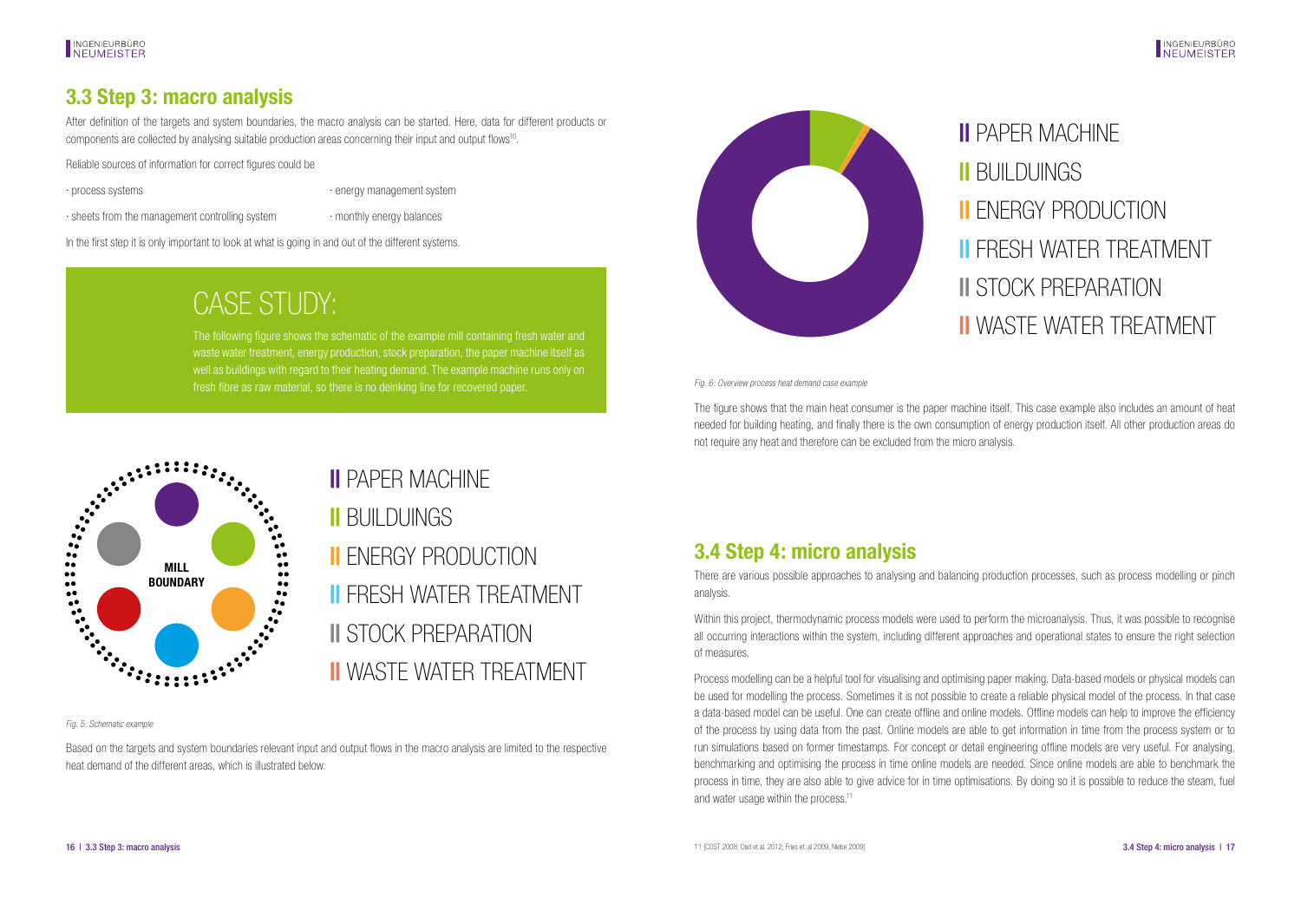## 3.3 Step 3: macro analysis

After definition of the targets and system boundaries, the macro analysis can be started. Here, data for different products or components are collected by analysing suitable production areas concerning their input and output flows[10].

Reliable sources of information for correct figures could be

- process systems
- energy management system
- sheets from the management controlling system
- monthly energy balances

In the first step it is only important to look at what is going in and out of the different systems.

## CASE STUDY:

The following figure shows the schematic of the example mill containing fresh water and waste water treatment, energy production, stock preparation, the paper machine itself as well as buildings with regard to their heating demand. The example machine runs only on fresh fibre as raw material, so there is no deinking line for recovered paper.

MILL BOUNDARY

PAPER MACHINE
BUILDUINGS
ENERGY PRODUCTION
FRESH WATER TREATMENT
STOCK PREPARATION
WASTE WATER TREATMENT

*Fig. 5: Schematic example*

Based on the targets and system boundaries relevant input and output flows in the macro analysis are limited to the respective heat demand of the different areas, which is illustrated below.

PAPER MACHINE
BUILDUINGS
ENERGY PRODUCTION
FRESH WATER TREATMENT
STOCK PREPARATION
WASTE WATER TREATMENT

*Fig. 6: Overview process heat demand case example*

The figure shows that the main heat consumer is the paper machine itself. This case example also includes an amount of heat needed for building heating, and finally there is the own consumption of energy production itself. All other production areas do not require any heat and therefore can be excluded from the micro analysis.

## 3.4 Step 4: micro analysis

There are various possible approaches to analysing and balancing production processes, such as process modelling or pinch analysis.

Within this project, thermodynamic process models were used to perform the microanalysis. Thus, it was possible to recognise all occurring interactions within the system, including different approaches and operational states to ensure the right selection of measures.

Process modelling can be a helpful tool for visualising and optimising paper making. Data-based models or physical models can be used for modelling the process. Sometimes it is not possible to create a reliable physical model of the process. In that case a data-based model can be useful. One can create offline and online models. Offline models can help to improve the efficiency of the process by using data from the past. Online models are able to get information in time from the process system or to run simulations based on former timestamps. For concept or detail engineering offline models are very useful. For analysing, benchmarking and optimising the process in time online models are needed. Since online models are able to benchmark the process in time, they are also able to give advice for in time optimisations. By doing so it is possible to reduce the steam, fuel and water usage within the process.[11]

11 [COST 2008; Dixit et al. 2012; Fries et. al 2009, Niebe 2009]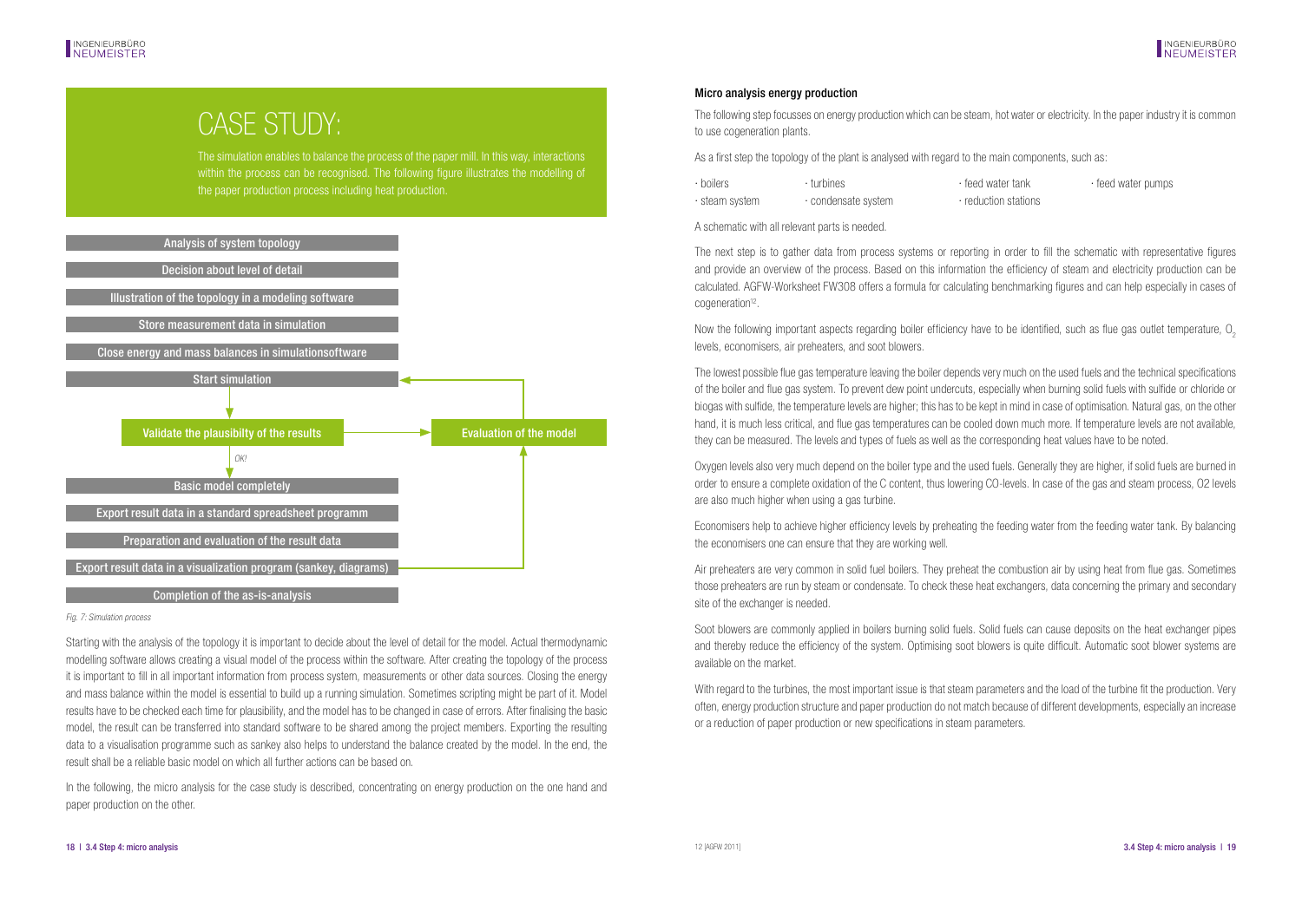# CASE STUDY:

The simulation enables to balance the process of the paper mill. In this way, interactions within the process can be recognised. The following figure illustrates the modelling of the paper production process including heat production.

Analysis of system topology

Decision about level of detail

Illustration of the topology in a modeling software

Store measurement data in simulation

Close energy and mass balances in simulationsoftware

Start simulation

Validate the plausibilty of the results

Evaluation of the model

*OK!*

Basic model completely

Export result data in a standard spreadsheet programm

Preparation and evaluation of the result data

Export result data in a visualization program (sankey, diagrams)

Completion of the as-is-analysis

*Fig. 7: Simulation process*

Starting with the analysis of the topology it is important to decide about the level of detail for the model. Actual thermodynamic modelling software allows creating a visual model of the process within the software. After creating the topology of the process it is important to fill in all important information from process system, measurements or other data sources. Closing the energy and mass balance within the model is essential to build up a running simulation. Sometimes scripting might be part of it. Model results have to be checked each time for plausibility, and the model has to be changed in case of errors. After finalising the basic model, the result can be transferred into standard software to be shared among the project members. Exporting the resulting data to a visualisation programme such as sankey also helps to understand the balance created by the model. In the end, the result shall be a reliable basic model on which all further actions can be based on.

In the following, the micro analysis for the case study is described, concentrating on energy production on the one hand and paper production on the other.

### Micro analysis energy production

The following step focusses on energy production which can be steam, hot water or electricity. In the paper industry it is common to use cogeneration plants.

As a first step the topology of the plant is analysed with regard to the main components, such as:

- boilers
- turbines
- feed water tank
- feed water pumps
- steam system
- condensate system
- reduction stations

A schematic with all relevant parts is needed.

The next step is to gather data from process systems or reporting in order to fill the schematic with representative figures and provide an overview of the process. Based on this information the efficiency of steam and electricity production can be calculated. AGFW-Worksheet FW308 offers a formula for calculating benchmarking figures and can help especially in cases of cogeneration[12].

Now the following important aspects regarding boiler efficiency have to be identified, such as flue gas outlet temperature, $O_2$ levels, economisers, air preheaters, and soot blowers.

The lowest possible flue gas temperature leaving the boiler depends very much on the used fuels and the technical specifications of the boiler and flue gas system. To prevent dew point undercuts, especially when burning solid fuels with sulfide or chloride or biogas with sulfide, the temperature levels are higher; this has to be kept in mind in case of optimisation. Natural gas, on the other hand, it is much less critical, and flue gas temperatures can be cooled down much more. If temperature levels are not available, they can be measured. The levels and types of fuels as well as the corresponding heat values have to be noted.

Oxygen levels also very much depend on the boiler type and the used fuels. Generally they are higher, if solid fuels are burned in order to ensure a complete oxidation of the C content, thus lowering CO-levels. In case of the gas and steam process, O2 levels are also much higher when using a gas turbine.

Economisers help to achieve higher efficiency levels by preheating the feeding water from the feeding water tank. By balancing the economisers one can ensure that they are working well.

Air preheaters are very common in solid fuel boilers. They preheat the combustion air by using heat from flue gas. Sometimes those preheaters are run by steam or condensate. To check these heat exchangers, data concerning the primary and secondary site of the exchanger is needed.

Soot blowers are commonly applied in boilers burning solid fuels. Solid fuels can cause deposits on the heat exchanger pipes and thereby reduce the efficiency of the system. Optimising soot blowers is quite difficult. Automatic soot blower systems are available on the market.

With regard to the turbines, the most important issue is that steam parameters and the load of the turbine fit the production. Very often, energy production structure and paper production do not match because of different developments, especially an increase or a reduction of paper production or new specifications in steam parameters.

12 [AGFW 2011]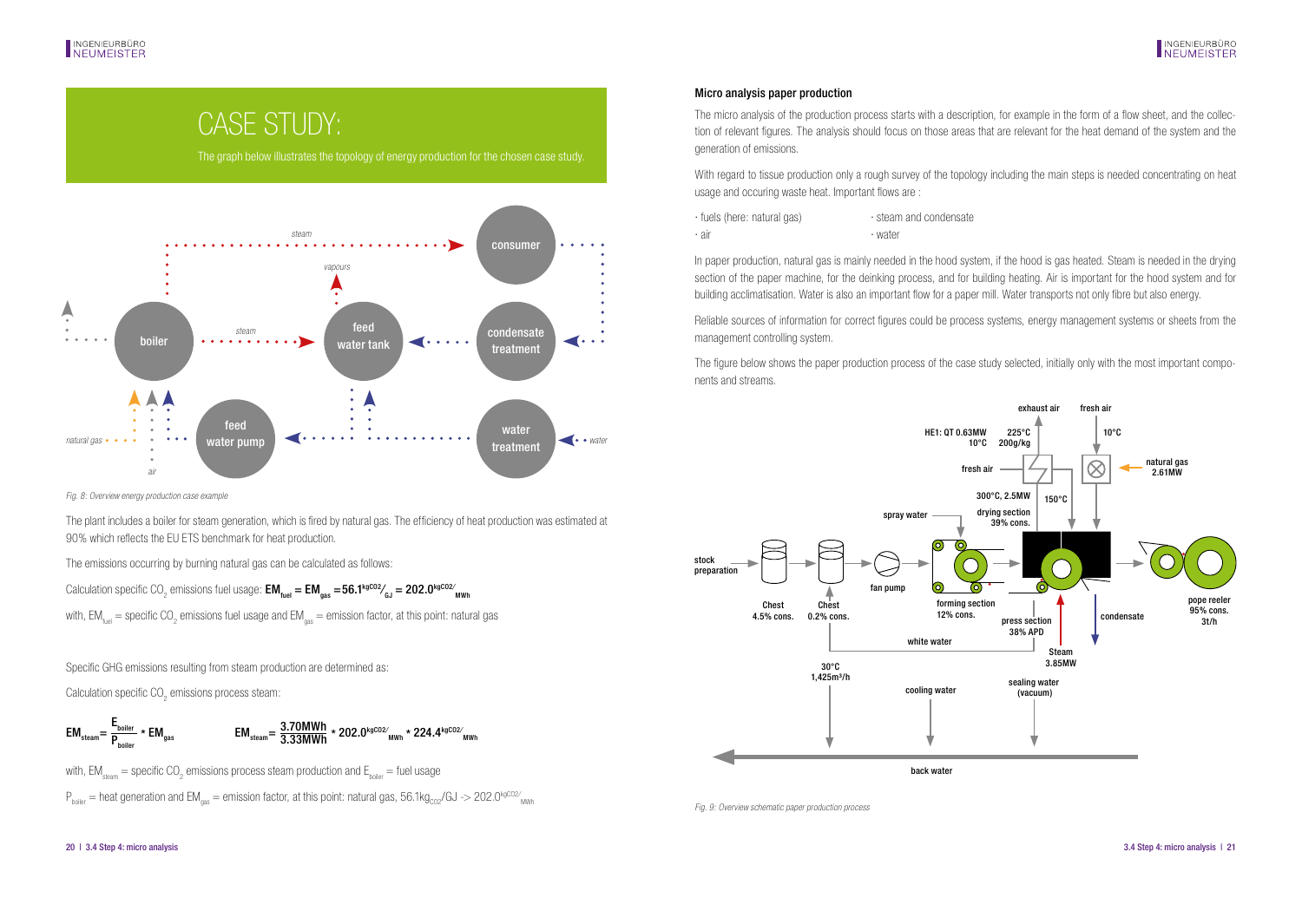# CASE STUDY:

The graph below illustrates the topology of energy production for the chosen case study.

*Fig. 8: Overview energy production case example*

The plant includes a boiler for steam generation, which is fired by natural gas. The efficiency of heat production was estimated at 90% which reflects the EU ETS benchmark for heat production.

The emissions occurring by burning natural gas can be calculated as follows:

Calculation specific $CO_2$ emissions fuel usage: $\mathbf{EM_{fuel} = EM_{gas} = 56.1^{kgCO2}/_{GJ} = 202.0^{kgCO2}/_{MWh}}$

with, $EM_{fuel}$ = specific $CO_2$ emissions fuel usage and $EM_{gas}$ = emission factor, at this point: natural gas

Specific GHG emissions resulting from steam production are determined as:

Calculation specific $CO_2$ emissions process steam:

$$EM_{steam} = \frac{E_{boiler}}{P_{boiler}} * EM_{gas} \qquad EM_{steam} = \frac{3.70MWh}{3.33MWh} * 202.0^{kgCO2}/_{MWh} * 224.4^{kgCO2}/_{MWh}$$

with, $EM_{steam}$ = specific $CO_2$ emissions process steam production and $E_{boiler}$ = fuel usage

$P_{boiler}$ = heat generation and $EM_{gas}$ = emission factor, at this point: natural gas, $56.1kg_{CO2}/GJ$ -> $202.0^{kgCO2}/_{MWh}$

## Micro analysis paper production

The micro analysis of the production process starts with a description, for example in the form of a flow sheet, and the collection of relevant figures. The analysis should focus on those areas that are relevant for the heat demand of the system and the generation of emissions.

With regard to tissue production only a rough survey of the topology including the main steps is needed concentrating on heat usage and occuring waste heat. Important flows are :

- fuels (here: natural gas)
- air
- steam and condensate
- water

In paper production, natural gas is mainly needed in the hood system, if the hood is gas heated. Steam is needed in the drying section of the paper machine, for the deinking process, and for building heating. Air is important for the hood system and for building acclimatisation. Water is also an important flow for a paper mill. Water transports not only fibre but also energy.

Reliable sources of information for correct figures could be process systems, energy management systems or sheets from the management controlling system.

The figure below shows the paper production process of the case study selected, initially only with the most important components and streams.

*Fig. 9: Overview schematic paper production process*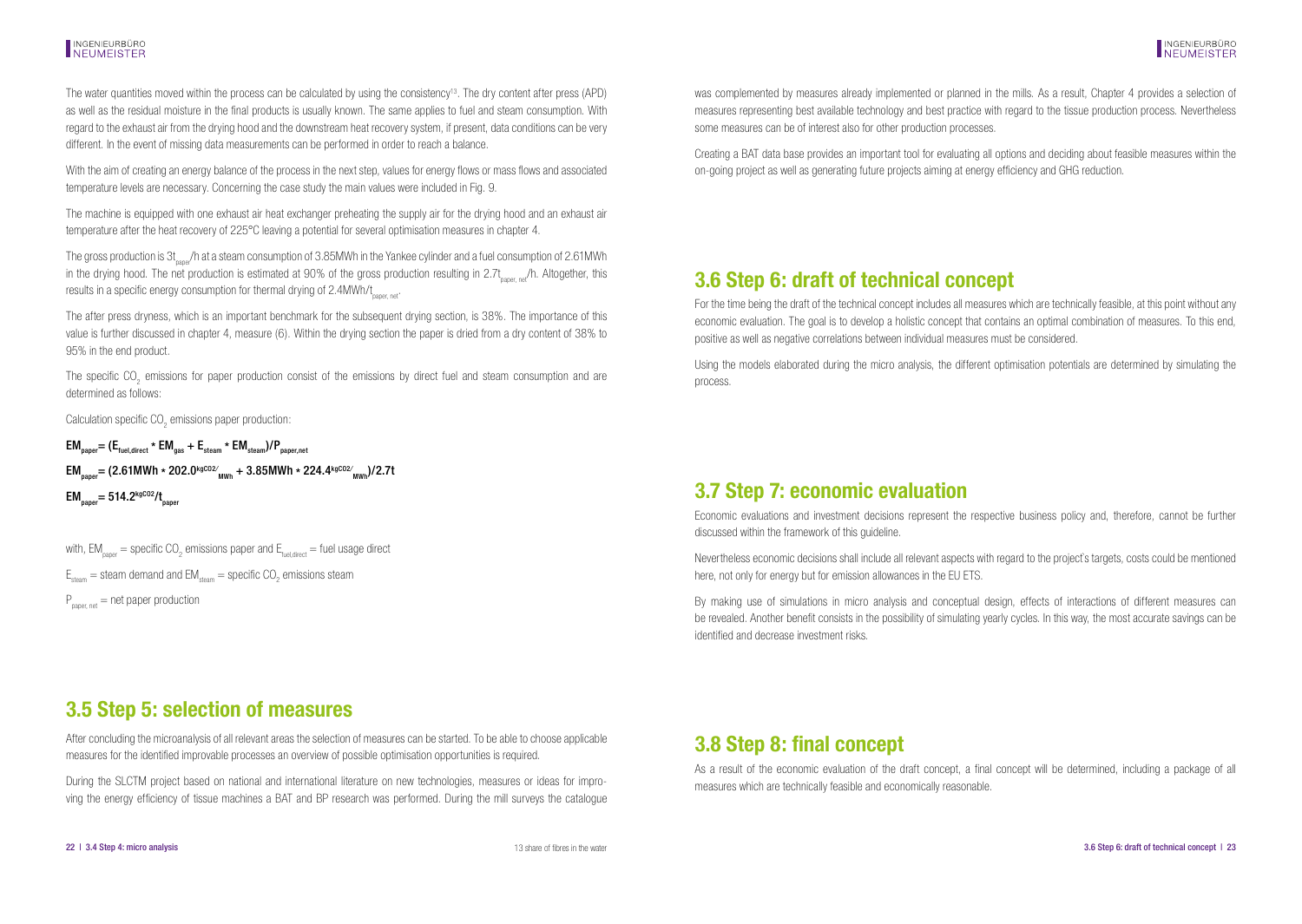The water quantities moved within the process can be calculated by using the consistency[13]. The dry content after press (APD) as well as the residual moisture in the final products is usually known. The same applies to fuel and steam consumption. With regard to the exhaust air from the drying hood and the downstream heat recovery system, if present, data conditions can be very different. In the event of missing data measurements can be performed in order to reach a balance.

With the aim of creating an energy balance of the process in the next step, values for energy flows or mass flows and associated temperature levels are necessary. Concerning the case study the main values were included in Fig. 9.

The machine is equipped with one exhaust air heat exchanger preheating the supply air for the drying hood and an exhaust air temperature after the heat recovery of 225°C leaving a potential for several optimisation measures in chapter 4.

The gross production is $3t_{paper}/h$ at a steam consumption of 3.85MWh in the Yankee cylinder and a fuel consumption of 2.61MWh in the drying hood. The net production is estimated at 90% of the gross production resulting in $2.7t_{paper,\,net}/h$. Altogether, this results in a specific energy consumption for thermal drying of $2.4MWh/t_{paper,\,net}$.

The after press dryness, which is an important benchmark for the subsequent drying section, is 38%. The importance of this value is further discussed in chapter 4, measure (6). Within the drying section the paper is dried from a dry content of 38% to 95% in the end product.

The specific $CO_2$ emissions for paper production consist of the emissions by direct fuel and steam consumption and are determined as follows:

Calculation specific $CO_2$ emissions paper production:

$$EM_{paper} = (E_{fuel,direct} * EM_{gas} + E_{steam} * EM_{steam}) / P_{paper,net}$$

$$EM_{paper} = (2.61MWh * 202.0^{kgCO2}/_{MWh} + 3.85MWh * 224.4^{kgCO2}/_{MWh}) / 2.7t$$

$$EM_{paper} = 514.2^{kgCO2}/t_{paper}$$

with, $EM_{paper}$ = specific $CO_2$ emissions paper and $E_{fuel,direct}$ = fuel usage direct

$E_{steam}$ = steam demand and $EM_{steam}$ = specific $CO_2$ emissions steam

$P_{paper,\,net}$ = net paper production

## 3.5 Step 5: selection of measures

After concluding the microanalysis of all relevant areas the selection of measures can be started. To be able to choose applicable measures for the identified improvable processes an overview of possible optimisation opportunities is required.

During the SLCTM project based on national and international literature on new technologies, measures or ideas for improving the energy efficiency of tissue machines a BAT and BP research was performed. During the mill surveys the catalogue was complemented by measures already implemented or planned in the mills. As a result, Chapter 4 provides a selection of measures representing best available technology and best practice with regard to the tissue production process. Nevertheless some measures can be of interest also for other production processes.

Creating a BAT data base provides an important tool for evaluating all options and deciding about feasible measures within the on-going project as well as generating future projects aiming at energy efficiency and GHG reduction.

[13] share of fibres in the water

## 3.6 Step 6: draft of technical concept

For the time being the draft of the technical concept includes all measures which are technically feasible, at this point without any economic evaluation. The goal is to develop a holistic concept that contains an optimal combination of measures. To this end, positive as well as negative correlations between individual measures must be considered.

Using the models elaborated during the micro analysis, the different optimisation potentials are determined by simulating the process.

## 3.7 Step 7: economic evaluation

Economic evaluations and investment decisions represent the respective business policy and, therefore, cannot be further discussed within the framework of this guideline.

Nevertheless economic decisions shall include all relevant aspects with regard to the project's targets, costs could be mentioned here, not only for energy but for emission allowances in the EU ETS.

By making use of simulations in micro analysis and conceptual design, effects of interactions of different measures can be revealed. Another benefit consists in the possibility of simulating yearly cycles. In this way, the most accurate savings can be identified and decrease investment risks.

## 3.8 Step 8: final concept

As a result of the economic evaluation of the draft concept, a final concept will be determined, including a package of all measures which are technically feasible and economically reasonable.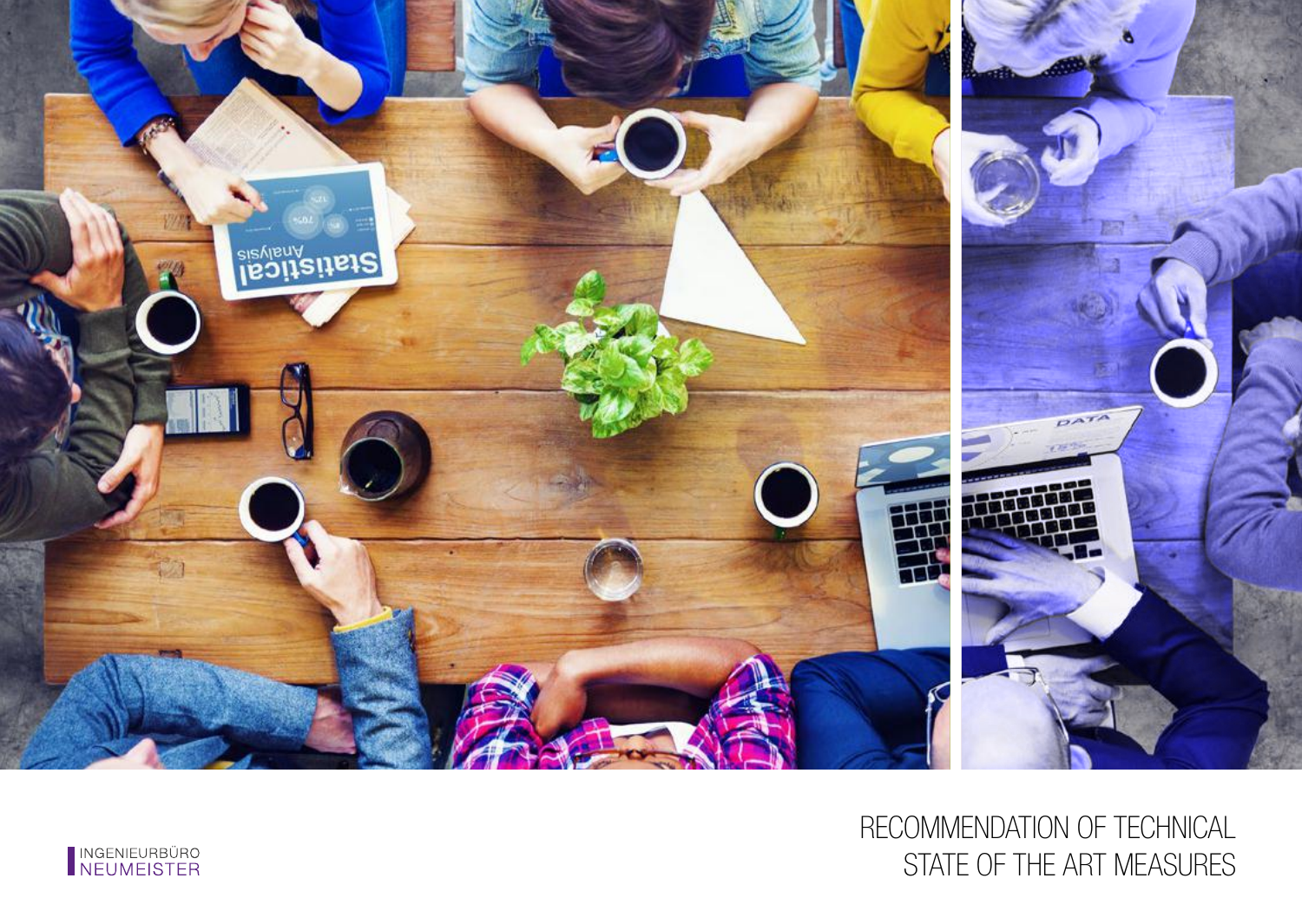# RECOMMENDATION OF TECHNICAL STATE OF THE ART MEASURES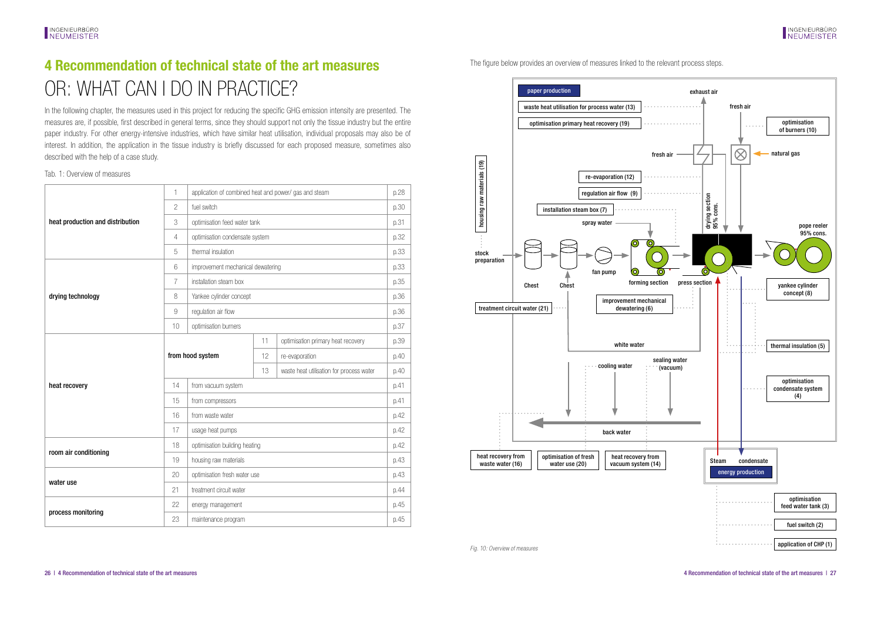# 4 Recommendation of technical state of the art measures

## OR: WHAT CAN I DO IN PRACTICE?

In the following chapter, the measures used in this project for reducing the specific GHG emission intensity are presented. The measures are, if possible, first described in general terms, since they should support not only the tissue industry but the entire paper industry. For other energy-intensive industries, which have similar heat utilisation, individual proposals may also be of interest. In addition, the application in the tissue industry is briefly discussed for each proposed measure, sometimes also described with the help of a case study.

Tab. 1: Overview of measures

| | | | | |
|---|---|---|---|---|
| heat production and distribution | 1 | application of combined heat and power/ gas and steam | | p.28 |
| | 2 | fuel switch | | p.30 |
| | 3 | optimisation feed water tank | | p.31 |
| | 4 | optimisation condensate system | | p.32 |
| | 5 | thermal insulation | | p.33 |
| drying technology | 6 | improvement mechanical dewatering | | p.33 |
| | 7 | installation steam box | | p.35 |
| | 8 | Yankee cylinder concept | | p.36 |
| | 9 | regulation air flow | | p.36 |
| | 10 | optimisation burners | | p.37 |
| heat recovery | from hood system | 11 | optimisation primary heat recovery | p.39 |
| | | 12 | re-evaporation | p.40 |
| | | 13 | waste heat utilisation for process water | p.40 |
| | 14 | from vacuum system | | p.41 |
| | 15 | from compressors | | p.41 |
| | 16 | from waste water | | p.42 |
| | 17 | usage heat pumps | | p.42 |
| room air conditioning | 18 | optimisation building heating | | p.42 |
| | 19 | housing raw materials | | p.43 |
| water use | 20 | optimisation fresh water use | | p.43 |
| | 21 | treatment circuit water | | p.44 |
| process monitoring | 22 | energy management | | p.45 |
| | 23 | maintenance program | | p.45 |

The figure below provides an overview of measures linked to the relevant process steps.

Fig. 10: Overview of measures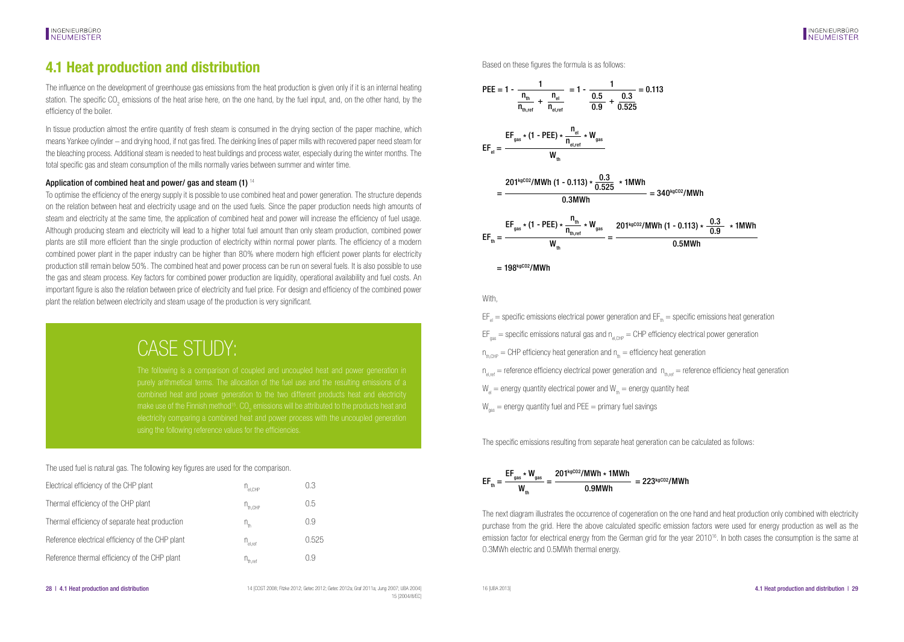## 4.1 Heat production and distribution

The influence on the development of greenhouse gas emissions from the heat production is given only if it is an internal heating station. The specific $CO_2$ emissions of the heat arise here, on the one hand, by the fuel input, and, on the other hand, by the efficiency of the boiler.

In tissue production almost the entire quantity of fresh steam is consumed in the drying section of the paper machine, which means Yankee cylinder – and drying hood, if not gas fired. The deinking lines of paper mills with recovered paper need steam for the bleaching process. Additional steam is needed to heat buildings and process water, especially during the winter months. The total specific gas and steam consumption of the mills normally varies between summer and winter time.

### Application of combined heat and power/ gas and steam (1) [14]

To optimise the efficiency of the energy supply it is possible to use combined heat and power generation. The structure depends on the relation between heat and electricity usage and on the used fuels. Since the paper production needs high amounts of steam and electricity at the same time, the application of combined heat and power will increase the efficiency of fuel usage. Although producing steam and electricity will lead to a higher total fuel amount than only steam production, combined power plants are still more efficient than the single production of electricity within normal power plants. The efficiency of a modern combined power plant in the paper industry can be higher than 80% where modern high efficient power plants for electricity production still remain below 50%. The combined heat and power process can be run on several fuels. It is also possible to use the gas and steam process. Key factors for combined power production are liquidity, operational availability and fuel costs. An important figure is also the relation between price of electricity and fuel price. For design and efficiency of the combined power plant the relation between electricity and steam usage of the production is very significant.

## CASE STUDY:

The following is a comparison of coupled and uncoupled heat and power generation in purely arithmetical terms. The allocation of the fuel use and the resulting emissions of a combined heat and power generation to the two different products heat and electricity make use of the Finnish method[15]. $CO_2$ emissions will be attributed to the products heat and electricity comparing a combined heat and power process with the uncoupled generation using the following reference values for the efficiencies.

The used fuel is natural gas. The following key figures are used for the comparison.

| | | |
|---|---|---|
| Electrical efficiency of the CHP plant | $\eta_{el,CHP}$ | 0.3 |
| Thermal efficiency of the CHP plant | $\eta_{th,CHP}$ | 0.5 |
| Thermal efficiency of separate heat production | $\eta_{th}$ | 0.9 |
| Reference electrical efficiency of the CHP plant | $\eta_{el,ref}$ | 0.525 |
| Reference thermal efficiency of the CHP plant | $\eta_{th,ref}$ | 0.9 |

14 [COST 2008; Fitzke 2012; Getec 2012; Getec 2012a; Graf 2011a; Jung 2007; UBA 2004]
15 [2004/8/EC]

Based on these figures the formula is as follows:

$$PEE = 1 - \frac{1}{\frac{\eta_{th}}{\eta_{th,ref}} + \frac{\eta_{el}}{\eta_{el,ref}}} = 1 - \frac{1}{\frac{0.5}{0.9} + \frac{0.3}{0.525}} = 0.113$$

$$EF_{el} = \frac{EF_{gas} * (1 - PEE) * \frac{\eta_{el}}{\eta_{el,ref}} * W_{gas}}{W_{th}}$$

$$= \frac{201^{kgCO2}/MWh\ (1 - 0.113) * \frac{0.3}{0.525} * 1MWh}{0.3MWh} = 340^{kgCO2}/MWh$$

$$EF_{th} = \frac{EF_{gas} * (1 - PEE) * \frac{\eta_{th}}{\eta_{th,ref}} * W_{gas}}{W_{th}} = \frac{201^{kgCO2}/MWh\ (1 - 0.113) * \frac{0.3}{0.9} * 1MWh}{0.5MWh}$$

$$= 198^{kgCO2}/MWh$$

With,

$EF_{el}$ = specific emissions electrical power generation and $EF_{th}$ = specific emissions heat generation

$EF_{gas}$ = specific emissions natural gas and $\eta_{el,CHP}$ = CHP efficiency electrical power generation

$\eta_{th,CHP}$ = CHP efficiency heat generation and $\eta_{th}$ = efficiency heat generation

$\eta_{el,ref}$ = reference efficiency electrical power generation and $\eta_{th,ref}$ = reference efficiency heat generation

$W_{el}$ = energy quantity electrical power and $W_{th}$ = energy quantity heat

$W_{gas}$ = energy quantity fuel and PEE = primary fuel savings

The specific emissions resulting from separate heat generation can be calculated as follows:

$$EF_{th} = \frac{EF_{gas} * W_{gas}}{W_{th}} = \frac{201^{kgCO2}/MWh * 1MWh}{0.9MWh} = 223^{kgCO2}/MWh$$

The next diagram illustrates the occurrence of cogeneration on the one hand and heat production only combined with electricity purchase from the grid. Here the above calculated specific emission factors were used for energy production as well as the emission factor for electrical energy from the German grid for the year 2010[16]. In both cases the consumption is the same at 0.3MWh electric and 0.5MWh thermal energy.

16 [UBA 2013]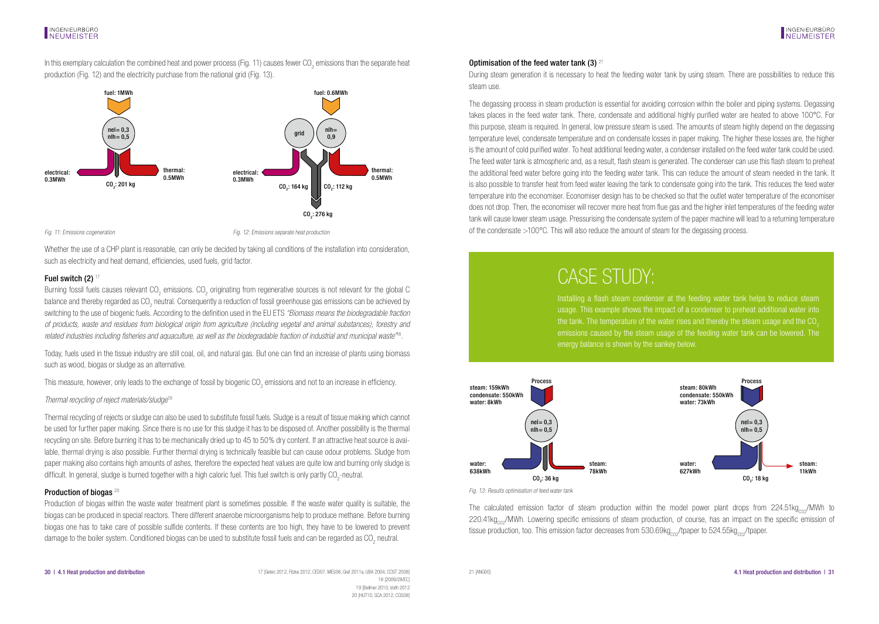In this exemplary calculation the combined heat and power process (Fig. 11) causes fewer $CO_2$ emissions than the separate heat production (Fig. 12) and the electricity purchase from the national grid (Fig. 13).

fuel: 1MWh

nel= 0,3
nlh= 0,5

electrical: 0.3MWh

thermal: 0.5MWh

$CO_2$: 201 kg

*Fig. 11: Emissions cogeneration*

fuel: 0.6MWh

grid

nlh= 0,9

electrical: 0.3MWh

thermal: 0.5MWh

$CO_2$: 164 kg

$CO_2$: 112 kg

$CO_2$: 276 kg

*Fig. 12: Emissions separate heat production*

Whether the use of a CHP plant is reasonable, can only be decided by taking all conditions of the installation into consideration, such as electricity and heat demand, efficiencies, used fuels, grid factor.

### Fuel switch (2) [17]

Burning fossil fuels causes relevant $CO_2$ emissions. $CO_2$ originating from regenerative sources is not relevant for the global C balance and thereby regarded as $CO_2$ neutral. Consequently a reduction of fossil greenhouse gas emissions can be achieved by switching to the use of biogenic fuels. According to the definition used in the EU ETS *"Biomass means the biodegradable fraction of products, waste and residues from biological origin from agriculture (including vegetal and animal substances), forestry and related industries including fisheries and aquaculture, as well as the biodegradable fraction of industrial and municipal waste"*[18].

Today, fuels used in the tissue industry are still coal, oil, and natural gas. But one can find an increase of plants using biomass such as wood, biogas or sludge as an alternative.

This measure, however, only leads to the exchange of fossil by biogenic $CO_2$ emissions and not to an increase in efficiency.

*Thermal recycling of reject materials/sludge*[19]

Thermal recycling of rejects or sludge can also be used to substitute fossil fuels. Sludge is a result of tissue making which cannot be used for further paper making. Since there is no use for this sludge it has to be disposed of. Another possibility is the thermal recycling on site. Before burning it has to be mechanically dried up to 45 to 50% dry content. If an attractive heat source is available, thermal drying is also possible. Further thermal drying is technically feasible but can cause odour problems. Sludge from paper making also contains high amounts of ashes, therefore the expected heat values are quite low and burning only sludge is difficult. In general, sludge is burned together with a high caloric fuel. This fuel switch is only partly $CO_2$-neutral.

### Production of biogas [20]

Production of biogas within the waste water treatment plant is sometimes possible. If the waste water quality is suitable, the biogas can be produced in special reactors. There different anaerobe microorganisms help to produce methane. Before burning biogas one has to take care of possible sulfide contents. If these contents are too high, they have to be lowered to prevent damage to the boiler system. Conditioned biogas can be used to substitute fossil fuels and can be regarded as $CO_2$ neutral.

### Optimisation of the feed water tank (3) [21]

During steam generation it is necessary to heat the feeding water tank by using steam. There are possibilities to reduce this steam use.

The degassing process in steam production is essential for avoiding corrosion within the boiler and piping systems. Degassing takes places in the feed water tank. There, condensate and additional highly purified water are heated to above 100°C. For this purpose, steam is required. In general, low pressure steam is used. The amounts of steam highly depend on the degassing temperature level, condensate temperature and on condensate losses in paper making. The higher these losses are, the higher is the amount of cold purified water. To heat additional feeding water, a condenser installed on the feed water tank could be used. The feed water tank is atmospheric and, as a result, flash steam is generated. The condenser can use this flash steam to preheat the additional feed water before going into the feeding water tank. This can reduce the amount of steam needed in the tank. It is also possible to transfer heat from feed water leaving the tank to condensate going into the tank. This reduces the feed water temperature into the economiser. Economiser design has to be checked so that the outlet water temperature of the economiser does not drop. Then, the economiser will recover more heat from flue gas and the higher inlet temperatures of the feeding water tank will cause lower steam usage. Pressurising the condensate system of the paper machine will lead to a returning temperature of the condensate >100°C. This will also reduce the amount of steam for the degassing process.

## CASE STUDY:

Installing a flash steam condenser at the feeding water tank helps to reduce steam usage. This example shows the impact of a condenser to preheat additional water into the tank. The temperature of the water rises and thereby the steam usage and the $CO_2$ emissions caused by the steam usage of the feeding water tank can be lowered. The energy balance is shown by the sankey below.

Process

steam: 159kWh
condensate: 550kWh
water: 8kWh

nel= 0,3
nlh= 0,5

water: 638kWh

steam: 78kWh

$CO_2$: 36 kg

Process

steam: 80kWh
condensate: 550kWh
water: 73kWh

nel= 0,3
nlh= 0,5

water: 627kWh

steam: 11kWh

$CO_2$: 18 kg

*Fig. 13: Results optimisation of feed water tank*

The calculated emission factor of steam production within the model power plant drops from 224.51$kg_{CO2}$/MWh to 220.41$kg_{CO2}$/MWh. Lowering specific emissions of steam production, of course, has an impact on the specific emission of tissue production, too. This emission factor decreases from 530.69$kg_{CO2}$/tpaper to 524.55$kg_{CO2}$/tpaper.

17 [Getec 2012, Fitzke 2012, CED07, MES08, Graf 2011a, UBA 2004, CCST 2008]
18 [2009/28/EC]
19 [Bellmer 2010, Voith 2012]
20 [HUT10, SCA 2012, COS08]

21 [ANG00]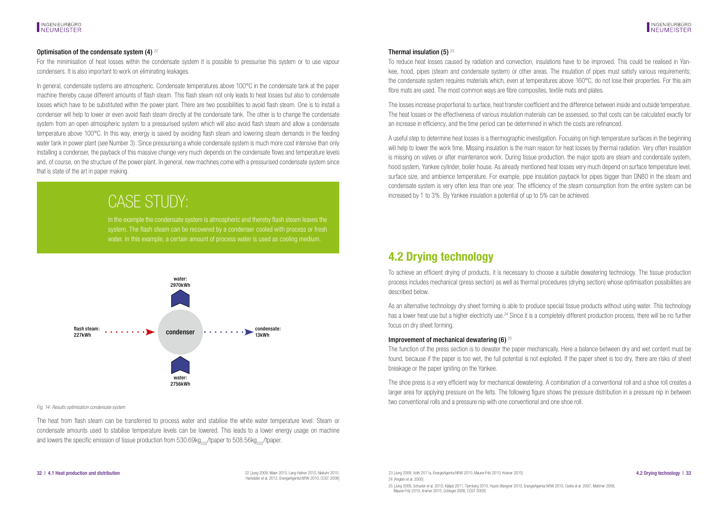### Optimisation of the condensate system (4) [22]

For the minimisation of heat losses within the condensate system it is possible to pressurise this system or to use vapour condensers. It is also important to work on eliminating leakages.

In general, condensate systems are atmospheric. Condensate temperatures above 100°C in the condensate tank at the paper machine thereby cause different amounts of flash steam. This flash steam not only leads to heat losses but also to condensate losses which have to be substituted within the power plant. There are two possibilities to avoid flash steam. One is to install a condenser will help to lower or even avoid flash steam directly at the condensate tank. The other is to change the condensate system from an open atmospheric system to a pressurised system which will also avoid flash steam and allow a condensate temperature above 100°C. In this way, energy is saved by avoiding flash steam and lowering steam demands in the feeding water tank in power plant (see Number 3). Since pressurising a whole condensate system is much more cost intensive than only installing a condenser, the payback of this massive change very much depends on the condensate flows and temperature levels and, of course, on the structure of the power plant. In general, new machines come with a pressurised condensate system since that is state of the art in paper making.

## CASE STUDY:

In the example the condensate system is atmospheric and thereby flash steam leaves the system. The flash steam can be recovered by a condenser cooled with process or fresh water. In this example, a certain amount of process water is used as cooling medium.

water: 2970kWh

flash steam: 227kWh → condenser → condensate: 13kWh

water: 2756kWh

*Fig. 14: Results optimisation condensate system*

The heat from flash steam can be transferred to process water and stabilise the white water temperature level. Steam or condensate amounts used to stabilise temperature levels can be lowered. This leads to a lower energy usage on machine and lowers the specific emission of tissue production from 530.69kg$_{CO2}$/tpaper to 508.56kg$_{CO2}$/tpaper.

22 [Jung 2009, Maier 2010, Lang-Hafner 2010, Niebuhr 2010, Hameister et al. 2012, EnergieAgentur.NRW 2010, COST 2008]

### Thermal insulation (5) [23]

To reduce heat losses caused by radiation and convection, insulations have to be improved. This could be realised in Yankee, hood, pipes (steam and condensate system) or other areas. The insulation of pipes must satisfy various requirements; the condensate system requires materials which, even at temperatures above 160°C, do not lose their properties. For this aim fibre mats are used. The most common ways are fibre composites, textile mats and plates.

The losses increase proportional to surface, heat transfer coefficient and the difference between inside and outside temperature. The heat losses or the effectiveness of various insulation materials can be assessed, so that costs can be calculated exactly for an increase in efficiency, and the time period can be determined in which the costs are refinanced.

A useful step to determine heat losses is a thermographic investigation. Focusing on high temperature surfaces in the beginning will help to lower the work time. Missing insulation is the main reason for heat losses by thermal radiation. Very often insulation is missing on valves or after maintenance work. During tissue production, the major spots are steam and condensate system, hood system, Yankee cylinder, boiler house. As already mentioned heat losses very much depend on surface temperature level, surface size, and ambience temperature. For example, pipe insulation payback for pipes bigger than DN80 in the steam and condensate system is very often less than one year. The efficiency of the steam consumption from the entire system can be increased by 1 to 3%. By Yankee insulation a potential of up to 5% can be achieved.

## 4.2 Drying technology

To achieve an efficient drying of products, it is necessary to choose a suitable dewatering technology. The tissue production process includes mechanical (press section) as well as thermal procedures (drying section) whose optimisation possibilities are described below.

As an alternative technology dry sheet forming is able to produce special tissue products without using water. This technology has a lower heat use but a higher electricity use.[24] Since it is a completely different production process, there will be no further focus on dry sheet forming.

### Improvement of mechanical dewatering (6) [25]

The function of the press section is to dewater the paper mechanically. Here a balance between dry and wet content must be found, because if the paper is too wet, the full potential is not exploited. If the paper sheet is too dry, there are risks of sheet breakage or the paper igniting on the Yankee.

The shoe press is a very efficient way for mechanical dewatering. A combination of a conventional roll and a shoe roll creates a larger area for applying pressure on the felts. The following figure shows the pressure distribution in a pressure nip in between two conventional rolls and a pressure nip with one conventional and one shoe roll.

23 [Jung 2009, Voith 2011a, EnergieAgentur.NRW 2010, Maurer-Fritz 2010, Kramer 2010]
24 [Angiani et al. 2000]
25 [Jung 2009, Schuster et al. 2010, Kääpä 2011, Tjernberg 2010, Huyck.Wangner 2010, EnergieAgentur.NRW 2010, Cedra et al. 2007, Meßmer 2008, Maurer-Fritz 2010, Kramer 2010, Schlegel 2008, COST 2008]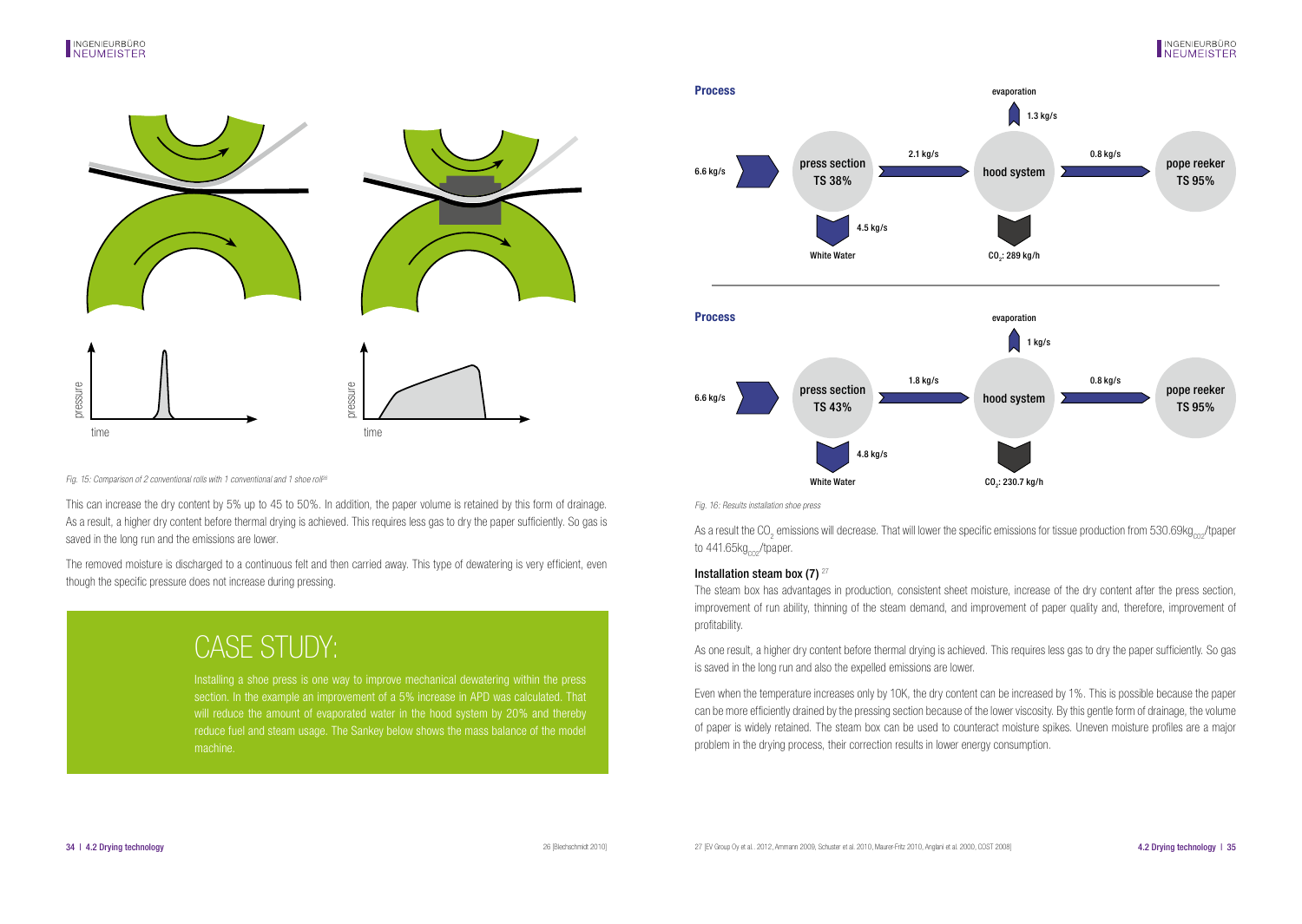Fig. 15: Comparison of 2 conventional rolls with 1 conventional and 1 shoe roll[26]

This can increase the dry content by 5% up to 45 to 50%. In addition, the paper volume is retained by this form of drainage. As a result, a higher dry content before thermal drying is achieved. This requires less gas to dry the paper sufficiently. So gas is saved in the long run and the emissions are lower.

The removed moisture is discharged to a continuous felt and then carried away. This type of dewatering is very efficient, even though the specific pressure does not increase during pressing.

## CASE STUDY:

Installing a shoe press is one way to improve mechanical dewatering within the press section. In the example an improvement of a 5% increase in APD was calculated. That will reduce the amount of evaporated water in the hood system by 20% and thereby reduce fuel and steam usage. The Sankey below shows the mass balance of the model machine.

**Process**

6.6 kg/s → press section TS 38% → 2.1 kg/s → hood system → 0.8 kg/s → pope reeker TS 95%

White Water: 4.5 kg/s; evaporation: 1.3 kg/s; $CO_2$: 289 kg/h

**Process**

6.6 kg/s → press section TS 43% → 1.8 kg/s → hood system → 0.8 kg/s → pope reeker TS 95%

White Water: 4.8 kg/s; evaporation: 1 kg/s; $CO_2$: 230.7 kg/h

Fig. 16: Results installation shoe press

As a result the $CO_2$ emissions will decrease. That will lower the specific emissions for tissue production from 530.69$kg_{CO2}$/tpaper to 441.65$kg_{CO2}$/tpaper.

### Installation steam box (7) [27]

The steam box has advantages in production, consistent sheet moisture, increase of the dry content after the press section, improvement of run ability, thinning of the steam demand, and improvement of paper quality and, therefore, improvement of profitability.

As one result, a higher dry content before thermal drying is achieved. This requires less gas to dry the paper sufficiently. So gas is saved in the long run and also the expelled emissions are lower.

Even when the temperature increases only by 10K, the dry content can be increased by 1%. This is possible because the paper can be more efficiently drained by the pressing section because of the lower viscosity. By this gentle form of drainage, the volume of paper is widely retained. The steam box can be used to counteract moisture spikes. Uneven moisture profiles are a major problem in the drying process, their correction results in lower energy consumption.

26 [Blechschmidt 2010]

27 [EV Group Oy et al. 2012, Ammann 2009, Schuster et al. 2010, Maurer-Fritz 2010, Anglani et al. 2000, COST 2008]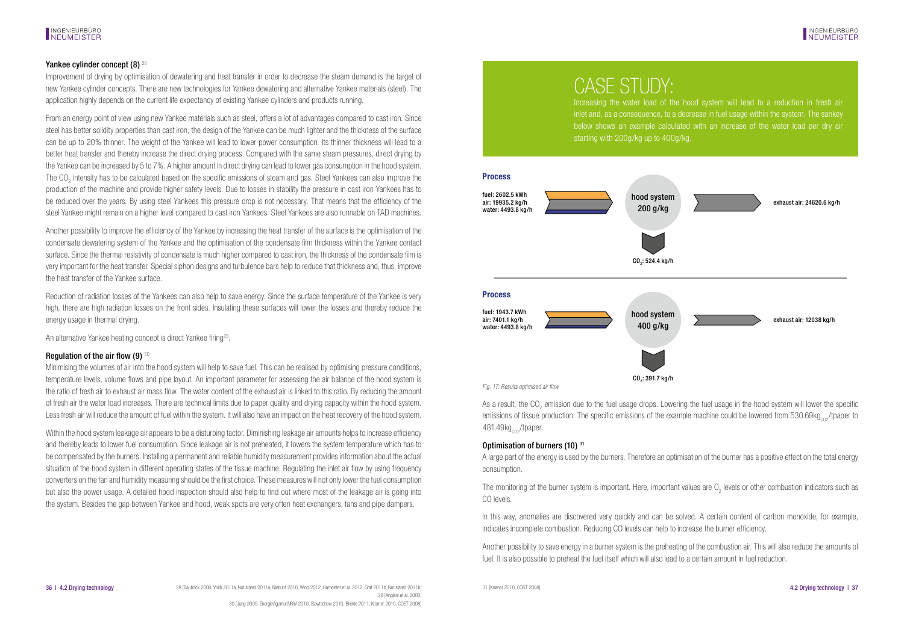### Yankee cylinder concept (8) [28]

Improvement of drying by optimisation of dewatering and heat transfer in order to decrease the steam demand is the target of new Yankee cylinder concepts. There are new technologies for Yankee dewatering and alternative Yankee materials (steel). The application highly depends on the current life expectancy of existing Yankee cylinders and products running.

From an energy point of view using new Yankee materials such as steel, offers a lot of advantages compared to cast iron. Since steel has better solidity properties than cast iron, the design of the Yankee can be much lighter and the thickness of the surface can be up to 20% thinner. The weight of the Yankee will lead to lower power consumption. Its thinner thickness will lead to a better heat transfer and thereby increase the direct drying process. Compared with the same steam pressures, direct drying by the Yankee can be increased by 5 to 7%. A higher amount in direct drying can lead to lower gas consumption in the hood system. The $CO_2$ intensity has to be calculated based on the specific emissions of steam and gas. Steel Yankees can also improve the production of the machine and provide higher safety levels. Due to losses in stability the pressure in cast iron Yankees has to be reduced over the years. By using steel Yankees this pressure drop is not necessary. That means that the efficiency of the steel Yankee might remain on a higher level compared to cast iron Yankees. Steel Yankees are also runnable on TAD machines.

Another possibility to improve the efficiency of the Yankee by increasing the heat transfer of the surface is the optimisation of the condensate dewatering system of the Yankee and the optimisation of the condensate film thickness within the Yankee contact surface. Since the thermal resistivity of condensate is much higher compared to cast iron, the thickness of the condensate film is very important for the heat transfer. Special siphon designs and turbulence bars help to reduce that thickness and, thus, improve the heat transfer of the Yankee surface.

Reduction of radiation losses of the Yankees can also help to save energy. Since the surface temperature of the Yankee is very high, there are high radiation losses on the front sides. Insulating these surfaces will lower the losses and thereby reduce the energy usage in thermal drying.

An alternative Yankee heating concept is direct Yankee firing[29].

### Regulation of the air flow (9) [30]

Minimising the volumes of air into the hood system will help to save fuel. This can be realised by optimising pressure conditions, temperature levels, volume flows and pipe layout. An important parameter for assessing the air balance of the hood system is the ratio of fresh air to exhaust air mass flow. The water content of the exhaust air is linked to this ratio. By reducing the amount of fresh air the water load increases. There are technical limits due to paper quality and drying capacity within the hood system. Less fresh air will reduce the amount of fuel within the system. It will also have an impact on the heat recovery of the hood system.

Within the hood system leakage air appears to be a disturbing factor. Diminishing leakage air amounts helps to increase efficiency and thereby leads to lower fuel consumption. Since leakage air is not preheated, it lowers the system temperature which has to be compensated by the burners. Installing a permanent and reliable humidity measurement provides information about the actual situation of the hood system in different operating states of the tissue machine. Regulating the inlet air flow by using frequency converters on the fan and humidity measuring should be the first choice. These measures will not only lower the fuel consumption but also the power usage. A detailed hood inspection should also help to find out where most of the leakage air is going into the system. Besides the gap between Yankee and hood, weak spots are very often heat exchangers, fans and pipe dampers.

28 [Bauböck 2008, Voith 2011a, Not stated 2011a, Niebuhr 2010, Wind 2012, Hameister et al. 2012, Graf 2011b, Not stated 2011b]
29 [Anglani et al. 2000]
30 [Jung 2009, EnergieAgentur.NRW 2010, Slawtschew 2010, Blickle 2011, Kramer 2010, COST 2008]

# CASE STUDY:

Increasing the water load of the hood system will lead to a reduction in fresh air inlet and, as a consequence, to a decrease in fuel usage within the system. The sankey below shows an example calculated with an increase of the water load per dry air starting with 200g/kg up to 400g/kg.

**Process**

fuel: 2602.5 kWh
air: 19935.2 kg/h
water: 4493.8 kg/h

hood system 200 g/kg

exhaust air: 24620.6 kg/h

$CO_2$: 524.4 kg/h

**Process**

fuel: 1943.7 kWh
air: 7401.1 kg/h
water: 4493.8 kg/h

hood system 400 g/kg

exhaust air: 12038 kg/h

$CO_2$: 391.7 kg/h

*Fig. 17: Results optimised air flow*

As a result, the $CO_2$ emission due to the fuel usage drops. Lowering the fuel usage in the hood system will lower the specific emissions of tissue production. The specific emissions of the example machine could be lowered from 530.69$kg_{CO2}$/tpaper to 481.49$kg_{CO2}$/tpaper.

### Optimisation of burners (10) [31]

A large part of the energy is used by the burners. Therefore an optimisation of the burner has a positive effect on the total energy consumption.

The monitoring of the burner system is important. Here, important values are $O_2$ levels or other combustion indicators such as CO levels.

In this way, anomalies are discovered very quickly and can be solved. A certain content of carbon monoxide, for example, indicates incomplete combustion. Reducing CO levels can help to increase the burner efficiency.

Another possibility to save energy in a burner system is the preheating of the combustion air. This will also reduce the amounts of fuel. It is also possible to preheat the fuel itself which will also lead to a certain amount in fuel reduction.

31 [Kramer 2010, COST 2008]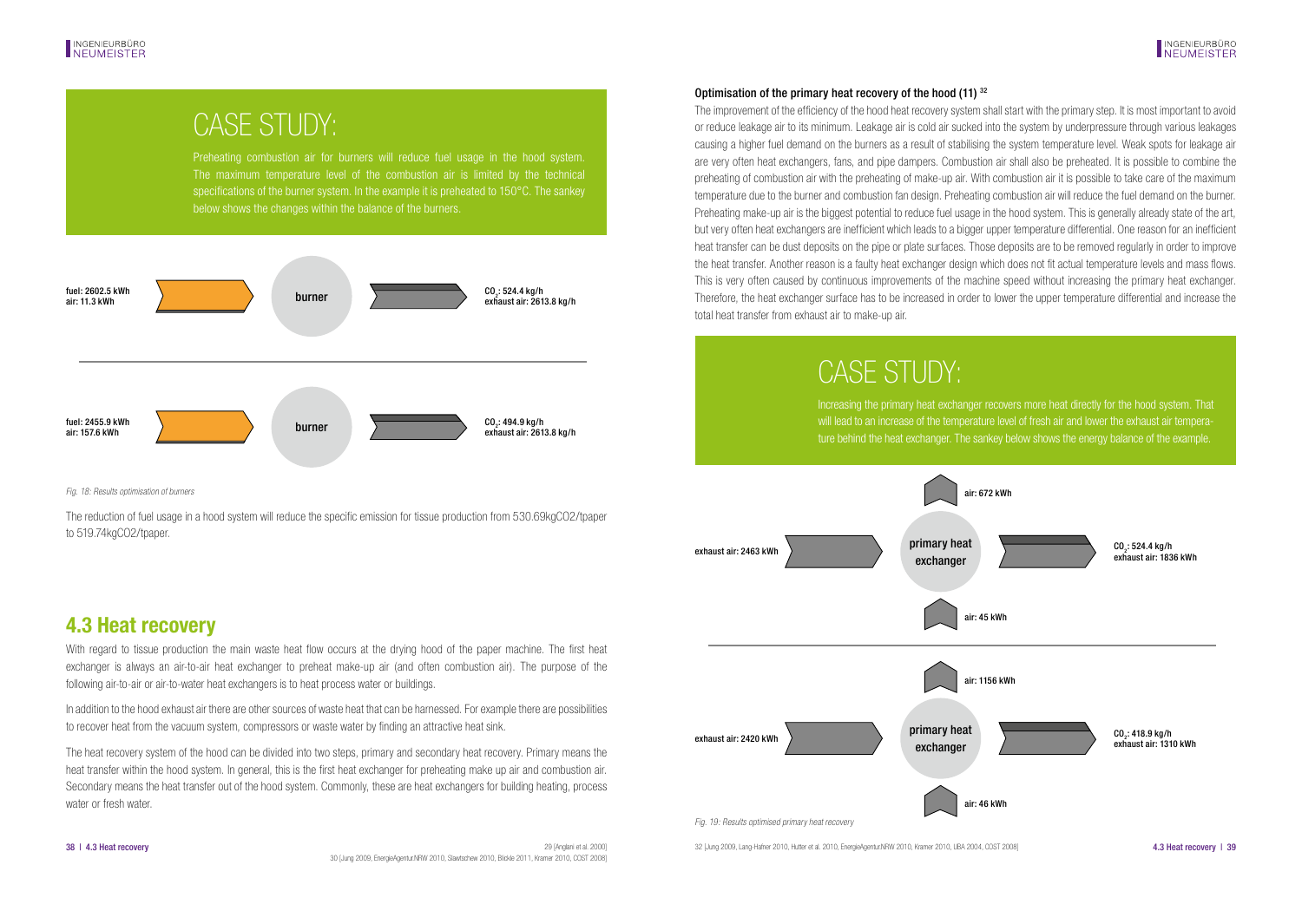## CASE STUDY:

Preheating combustion air for burners will reduce fuel usage in the hood system. The maximum temperature level of the combustion air is limited by the technical specifications of the burner system. In the example it is preheated to 150°C. The sankey below shows the changes within the balance of the burners.

fuel: 2602.5 kWh
air: 11.3 kWh

burner

$CO_2$: 524.4 kg/h
exhaust air: 2613.8 kg/h

fuel: 2455.9 kWh
air: 157.6 kWh

burner

$CO_2$: 494.9 kg/h
exhaust air: 2613.8 kg/h

*Fig. 18: Results optimisation of burners*

The reduction of fuel usage in a hood system will reduce the specific emission for tissue production from 530.69kgCO2/tpaper to 519.74kgCO2/tpaper.

## 4.3 Heat recovery

With regard to tissue production the main waste heat flow occurs at the drying hood of the paper machine. The first heat exchanger is always an air-to-air heat exchanger to preheat make-up air (and often combustion air). The purpose of the following air-to-air or air-to-water heat exchangers is to heat process water or buildings.

In addition to the hood exhaust air there are other sources of waste heat that can be harnessed. For example there are possibilities to recover heat from the vacuum system, compressors or waste water by finding an attractive heat sink.

The heat recovery system of the hood can be divided into two steps, primary and secondary heat recovery. Primary means the heat transfer within the hood system. In general, this is the first heat exchanger for preheating make up air and combustion air. Secondary means the heat transfer out of the hood system. Commonly, these are heat exchangers for building heating, process water or fresh water.

29 [Angiani et al. 2000]
30 [Jung 2009, EnergieAgentur.NRW 2010, Slawtschew 2010, Blickle 2011, Kramer 2010, COST 2008]

### Optimisation of the primary heat recovery of the hood (11) [32]

The improvement of the efficiency of the hood heat recovery system shall start with the primary step. It is most important to avoid or reduce leakage air to its minimum. Leakage air is cold air sucked into the system by underpressure through various leakages causing a higher fuel demand on the burners as a result of stabilising the system temperature level. Weak spots for leakage air are very often heat exchangers, fans, and pipe dampers. Combustion air shall also be preheated. It is possible to combine the preheating of combustion air with the preheating of make-up air. With combustion air it is possible to take care of the maximum temperature due to the burner and combustion fan design. Preheating combustion air will reduce the fuel demand on the burner. Preheating make-up air is the biggest potential to reduce fuel usage in the hood system. This is generally already state of the art, but very often heat exchangers are inefficient which leads to a bigger upper temperature differential. One reason for an inefficient heat transfer can be dust deposits on the pipe or plate surfaces. Those deposits are to be removed regularly in order to improve the heat transfer. Another reason is a faulty heat exchanger design which does not fit actual temperature levels and mass flows. This is very often caused by continuous improvements of the machine speed without increasing the primary heat exchanger. Therefore, the heat exchanger surface has to be increased in order to lower the upper temperature differential and increase the total heat transfer from exhaust air to make-up air.

## CASE STUDY:

Increasing the primary heat exchanger recovers more heat directly for the hood system. That will lead to an increase of the temperature level of fresh air and lower the exhaust air temperature behind the heat exchanger. The sankey below shows the energy balance of the example.

air: 672 kWh

exhaust air: 2463 kWh

primary heat exchanger

$CO_2$: 524.4 kg/h
exhaust air: 1836 kWh

air: 45 kWh

air: 1156 kWh

exhaust air: 2420 kWh

primary heat exchanger

$CO_2$: 418.9 kg/h
exhaust air: 1310 kWh

air: 46 kWh

*Fig. 19: Results optimised primary heat recovery*

32 [Jung 2009, Lang-Hafner 2010, Hutter et al. 2010, EnergieAgentur.NRW 2010, Kramer 2010, UBA 2004, COST 2008]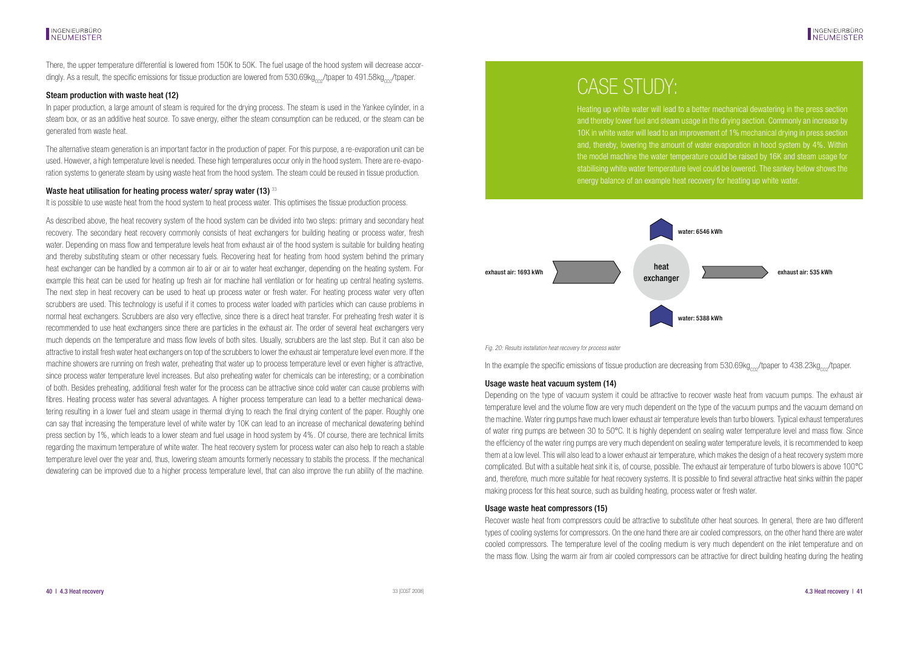There, the upper temperature differential is lowered from 150K to 50K. The fuel usage of the hood system will decrease accordingly. As a result, the specific emissions for tissue production are lowered from 530.69kg$_{CO2}$/tpaper to 491.58kg$_{CO2}$/tpaper.

### Steam production with waste heat (12)

In paper production, a large amount of steam is required for the drying process. The steam is used in the Yankee cylinder, in a steam box, or as an additive heat source. To save energy, either the steam consumption can be reduced, or the steam can be generated from waste heat.

The alternative steam generation is an important factor in the production of paper. For this purpose, a re-evaporation unit can be used. However, a high temperature level is needed. These high temperatures occur only in the hood system. There are re-evaporation systems to generate steam by using waste heat from the hood system. The steam could be reused in tissue production.

### Waste heat utilisation for heating process water/ spray water (13) [33]

It is possible to use waste heat from the hood system to heat process water. This optimises the tissue production process.

As described above, the heat recovery system of the hood system can be divided into two steps: primary and secondary heat recovery. The secondary heat recovery commonly consists of heat exchangers for building heating or process water, fresh water. Depending on mass flow and temperature levels heat from exhaust air of the hood system is suitable for building heating and thereby substituting steam or other necessary fuels. Recovering heat for heating from hood system behind the primary heat exchanger can be handled by a common air to air or air to water heat exchanger, depending on the heating system. For example this heat can be used for heating up fresh air for machine hall ventilation or for heating up central heating systems. The next step in heat recovery can be used to heat up process water or fresh water. For heating process water very often scrubbers are used. This technology is useful if it comes to process water loaded with particles which can cause problems in normal heat exchangers. Scrubbers are also very effective, since there is a direct heat transfer. For preheating fresh water it is recommended to use heat exchangers since there are particles in the exhaust air. The order of several heat exchangers very much depends on the temperature and mass flow levels of both sites. Usually, scrubbers are the last step. But it can also be attractive to install fresh water heat exchangers on top of the scrubbers to lower the exhaust air temperature level even more. If the machine showers are running on fresh water, preheating that water up to process temperature level or even higher is attractive, since process water temperature level increases. But also preheating water for chemicals can be interesting; or a combination of both. Besides preheating, additional fresh water for the process can be attractive since cold water can cause problems with fibres. Heating process water has several advantages. A higher process temperature can lead to a better mechanical dewatering resulting in a lower fuel and steam usage in thermal drying to reach the final drying content of the paper. Roughly one can say that increasing the temperature level of white water by 10K can lead to an increase of mechanical dewatering behind press section by 1%, which leads to a lower steam and fuel usage in hood system by 4%. Of course, there are technical limits regarding the maximum temperature of white water. The heat recovery system for process water can also help to reach a stable temperature level over the year and, thus, lowering steam amounts formerly necessary to stabils the process. If the mechanical dewatering can be improved due to a higher process temperature level, that can also improve the run ability of the machine.

[33] [COST 2008]

## CASE STUDY:

Heating up white water will lead to a better mechanical dewatering in the press section and thereby lower fuel and steam usage in the drying section. Commonly an increase by 10K in white water will lead to an improvement of 1% mechanical drying in press section and, thereby, lowering the amount of water evaporation in hood system by 4%. Within the model machine the water temperature could be raised by 16K and steam usage for stabilising white water temperature level could be lowered. The sankey below shows the energy balance of an example heat recovery for heating up white water.

exhaust air: 1693 kWh → heat exchanger → exhaust air: 535 kWh

water: 5388 kWh → heat exchanger → water: 6546 kWh

*Fig. 20: Results installation heat recovery for process water*

In the example the specific emissions of tissue production are decreasing from 530.69kg$_{CO2}$/tpaper to 438.23kg$_{CO2}$/tpaper.

### Usage waste heat vacuum system (14)

Depending on the type of vacuum system it could be attractive to recover waste heat from vacuum pumps. The exhaust air temperature level and the volume flow are very much dependent on the type of the vacuum pumps and the vacuum demand on the machine. Water ring pumps have much lower exhaust air temperature levels than turbo blowers. Typical exhaust temperatures of water ring pumps are between 30 to 50°C. It is highly dependent on sealing water temperature level and mass flow. Since the efficiency of the water ring pumps are very much dependent on sealing water temperature levels, it is recommended to keep them at a low level. This will also lead to a lower exhaust air temperature, which makes the design of a heat recovery system more complicated. But with a suitable heat sink it is, of course, possible. The exhaust air temperature of turbo blowers is above 100°C and, therefore, much more suitable for heat recovery systems. It is possible to find several attractive heat sinks within the paper making process for this heat source, such as building heating, process water or fresh water.

### Usage waste heat compressors (15)

Recover waste heat from compressors could be attractive to substitute other heat sources. In general, there are two different types of cooling systems for compressors. On the one hand there are air cooled compressors, on the other hand there are water cooled compressors. The temperature level of the cooling medium is very much dependent on the inlet temperature and on the mass flow. Using the warm air from air cooled compressors can be attractive for direct building heating during the heating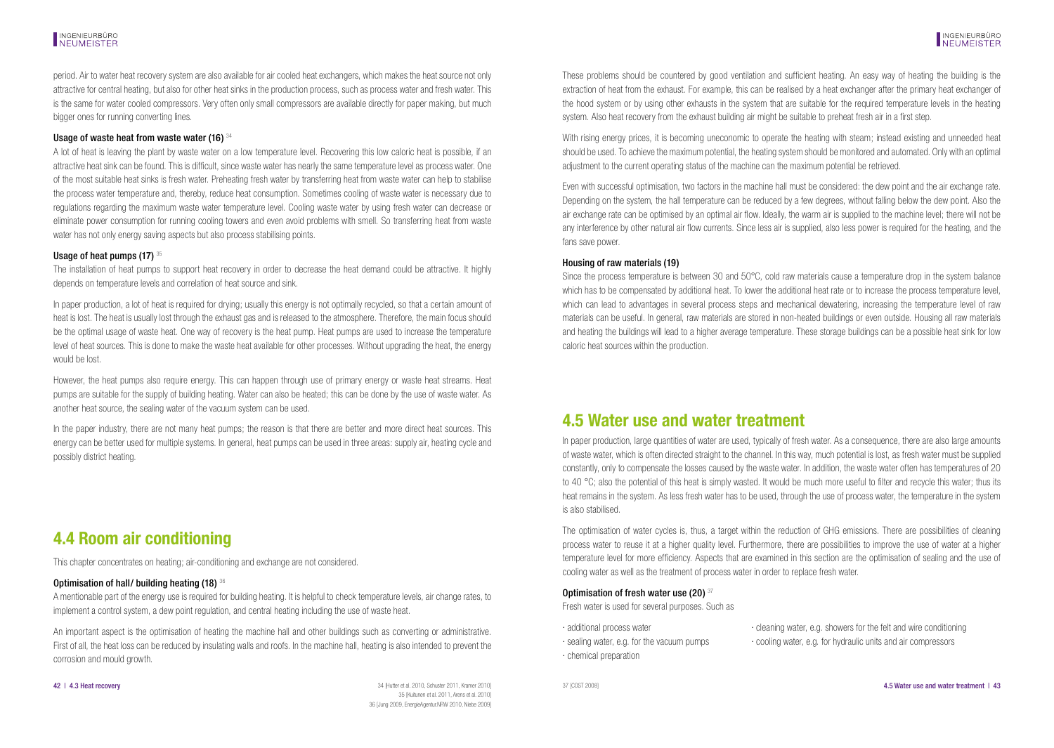period. Air to water heat recovery system are also available for air cooled heat exchangers, which makes the heat source not only attractive for central heating, but also for other heat sinks in the production process, such as process water and fresh water. This is the same for water cooled compressors. Very often only small compressors are available directly for paper making, but much bigger ones for running converting lines.

### Usage of waste heat from waste water (16) [34]

A lot of heat is leaving the plant by waste water on a low temperature level. Recovering this low caloric heat is possible, if an attractive heat sink can be found. This is difficult, since waste water has nearly the same temperature level as process water. One of the most suitable heat sinks is fresh water. Preheating fresh water by transferring heat from waste water can help to stabilise the process water temperature and, thereby, reduce heat consumption. Sometimes cooling of waste water is necessary due to regulations regarding the maximum waste water temperature level. Cooling waste water by using fresh water can decrease or eliminate power consumption for running cooling towers and even avoid problems with smell. So transferring heat from waste water has not only energy saving aspects but also process stabilising points.

### Usage of heat pumps (17) [35]

The installation of heat pumps to support heat recovery in order to decrease the heat demand could be attractive. It highly depends on temperature levels and correlation of heat source and sink.

In paper production, a lot of heat is required for drying; usually this energy is not optimally recycled, so that a certain amount of heat is lost. The heat is usually lost through the exhaust gas and is released to the atmosphere. Therefore, the main focus should be the optimal usage of waste heat. One way of recovery is the heat pump. Heat pumps are used to increase the temperature level of heat sources. This is done to make the waste heat available for other processes. Without upgrading the heat, the energy would be lost.

However, the heat pumps also require energy. This can happen through use of primary energy or waste heat streams. Heat pumps are suitable for the supply of building heating. Water can also be heated; this can be done by the use of waste water. As another heat source, the sealing water of the vacuum system can be used.

In the paper industry, there are not many heat pumps; the reason is that there are better and more direct heat sources. This energy can be better used for multiple systems. In general, heat pumps can be used in three areas: supply air, heating cycle and possibly district heating.

## 4.4 Room air conditioning

This chapter concentrates on heating; air-conditioning and exchange are not considered.

### Optimisation of hall/ building heating (18) [36]

A mentionable part of the energy use is required for building heating. It is helpful to check temperature levels, air change rates, to implement a control system, a dew point regulation, and central heating including the use of waste heat.

An important aspect is the optimisation of heating the machine hall and other buildings such as converting or administrative. First of all, the heat loss can be reduced by insulating walls and roofs. In the machine hall, heating is also intended to prevent the corrosion and mould growth.

These problems should be countered by good ventilation and sufficient heating. An easy way of heating the building is the extraction of heat from the exhaust. For example, this can be realised by a heat exchanger after the primary heat exchanger of the hood system or by using other exhausts in the system that are suitable for the required temperature levels in the heating system. Also heat recovery from the exhaust building air might be suitable to preheat fresh air in a first step.

With rising energy prices, it is becoming uneconomic to operate the heating with steam; instead existing and unneeded heat should be used. To achieve the maximum potential, the heating system should be monitored and automated. Only with an optimal adjustment to the current operating status of the machine can the maximum potential be retrieved.

Even with successful optimisation, two factors in the machine hall must be considered: the dew point and the air exchange rate. Depending on the system, the hall temperature can be reduced by a few degrees, without falling below the dew point. Also the air exchange rate can be optimised by an optimal air flow. Ideally, the warm air is supplied to the machine level; there will not be any interference by other natural air flow currents. Since less air is supplied, also less power is required for the heating, and the fans save power.

### Housing of raw materials (19)

Since the process temperature is between 30 and 50°C, cold raw materials cause a temperature drop in the system balance which has to be compensated by additional heat. To lower the additional heat rate or to increase the process temperature level, which can lead to advantages in several process steps and mechanical dewatering, increasing the temperature level of raw materials can be useful. In general, raw materials are stored in non-heated buildings or even outside. Housing all raw materials and heating the buildings will lead to a higher average temperature. These storage buildings can be a possible heat sink for low caloric heat sources within the production.

## 4.5 Water use and water treatment

In paper production, large quantities of water are used, typically of fresh water. As a consequence, there are also large amounts of waste water, which is often directed straight to the channel. In this way, much potential is lost, as fresh water must be supplied constantly, only to compensate the losses caused by the waste water. In addition, the waste water often has temperatures of 20 to 40 °C; also the potential of this heat is simply wasted. It would be much more useful to filter and recycle this water; thus its heat remains in the system. As less fresh water has to be used, through the use of process water, the temperature in the system is also stabilised.

The optimisation of water cycles is, thus, a target within the reduction of GHG emissions. There are possibilities of cleaning process water to reuse it at a higher quality level. Furthermore, there are possibilities to improve the use of water at a higher temperature level for more efficiency. Aspects that are examined in this section are the optimisation of sealing and the use of cooling water as well as the treatment of process water in order to replace fresh water.

### Optimisation of fresh water use (20) [37]

Fresh water is used for several purposes. Such as

- additional process water
- sealing water, e.g. for the vacuum pumps
- chemical preparation
- cleaning water, e.g. showers for the felt and wire conditioning
- cooling water, e.g. for hydraulic units and air compressors

34 [Hutter et al. 2010, Schuster 2011, Kramer 2010]
35 [Kuitunen et al. 2011, Arens et al. 2010]
36 [Jung 2009, EnergieAgentur.NRW 2010, Niebe 2009]
37 [COST 2008]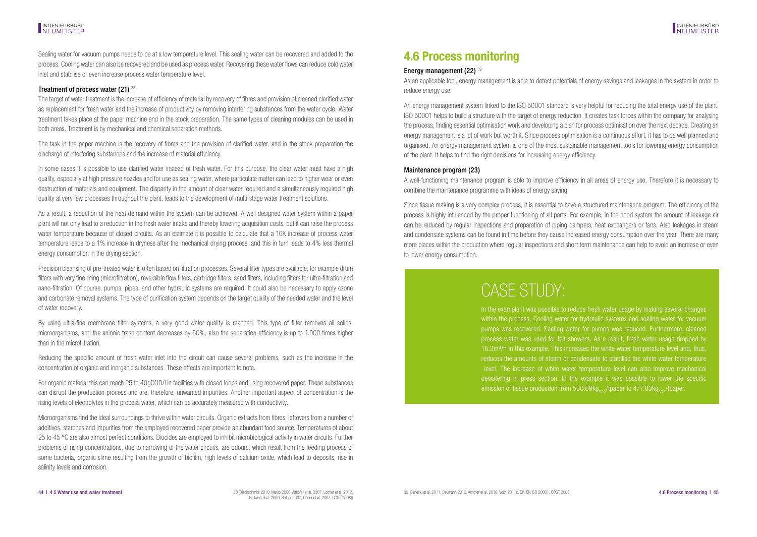Sealing water for vacuum pumps needs to be at a low temperature level. This sealing water can be recovered and added to the process. Cooling water can also be recovered and be used as process water. Recovering these water flows can reduce cold water inlet and stabilise or even increase process water temperature level.

### Treatment of process water (21) [38]

The target of water treatment is the increase of efficiency of material by recovery of fibres and provision of cleaned clarified water as replacement for fresh water and the increase of productivity by removing interfering substances from the water cycle. Water treatment takes place at the paper machine and in the stock preparation. The same types of cleaning modules can be used in both areas. Treatment is by mechanical and chemical separation methods.

The task in the paper machine is the recovery of fibres and the provision of clarified water, and in the stock preparation the discharge of interfering substances and the increase of material efficiency.

In some cases it is possible to use clarified water instead of fresh water. For this purpose, the clear water must have a high quality, especially at high pressure nozzles and for use as sealing water, where particulate matter can lead to higher wear or even destruction of materials and equipment. The disparity in the amount of clear water required and a simultaneously required high quality at very few processes throughout the plant, leads to the development of multi-stage water treatment solutions.

As a result, a reduction of the heat demand within the system can be achieved. A well designed water system within a paper plant will not only lead to a reduction in the fresh water intake and thereby lowering acquisition costs, but it can raise the process water temperature because of closed circuits. As an estimate it is possible to calculate that a 10K increase of process water temperature leads to a 1% increase in dryness after the mechanical drying process, and this in turn leads to 4% less thermal energy consumption in the drying section.

Precision cleansing of pre-treated water is often based on filtration processes. Several filter types are available, for example drum filters with very fine lining (microfiltration), reversible flow filters, cartridge filters, sand filters, including filters for ultra-filtration and nano-filtration. Of course, pumps, pipes, and other hydraulic systems are required. It could also be necessary to apply ozone and carbonate removal systems. The type of purification system depends on the target quality of the needed water and the level of water recovery.

By using ultra-fine membrane filter systems, a very good water quality is reached. This type of filter removes all solids, microorganisms, and the anionic trash content decreases by 50%, also the separation efficiency is up to 1.000 times higher than in the microfiltration.

Reducing the specific amount of fresh water inlet into the circuit can cause several problems, such as the increase in the concentration of organic and inorganic substances. These effects are important to note.

For organic material this can reach 25 to 40gCOD/l in facilities with closed loops and using recovered paper. These substances can disrupt the production process and are, therefore, unwanted impurities. Another important aspect of concentration is the rising levels of electrolytes in the process water, which can be accurately measured with conductivity.

Microorganisms find the ideal surroundings to thrive within water circuits. Organic extracts from fibres, leftovers from a number of additives, starches and impurities from the employed recovered paper provide an abundant food source. Temperatures of about 25 to 45 °C are also almost perfect conditions. Biocides are employed to inhibit microbiological activity in water circuits. Further problems of rising concentrations, due to narrowing of the water circuits, are odours, which result from the feeding process of some bacteria, organic slime resulting from the growth of biofilm, high levels of calcium oxide, which lead to deposits, rise in salinity levels and corrosion.

38 [Blechschmidt 2010; Metso 2006, Althöfer et al. 2007, Locher et al. 2012, Hellwich et al. 2009, Rother 2007, Dörfer et al. 2007, COST 2008]]

## 4.6 Process monitoring

### Energy management (22) [39]

As an applicable tool, energy management is able to detect potentials of energy savings and leakages in the system in order to reduce energy use.

An energy management system linked to the ISO 50001 standard is very helpful for reducing the total energy use of the plant. ISO 50001 helps to build a structure with the target of energy reduction. It creates task forces within the company for analysing the process, finding essential optimisation work and developing a plan for process optimisation over the next decade. Creating an energy management is a lot of work but worth it. Since process optimisation is a continuous effort, it has to be well planned and organised. An energy management system is one of the most sustainable management tools for lowering energy consumption of the plant. It helps to find the right decisions for increasing energy efficiency.

### Maintenance program (23)

A well-functioning maintenance program is able to improve efficiency in all areas of energy use. Therefore it is necessary to combine the maintenance programme with ideas of energy saving.

Since tissue making is a very complex process, it is essential to have a structured maintenance program. The efficiency of the process is highly influenced by the proper functioning of all parts. For example, in the hood system the amount of leakage air can be reduced by regular inspections and preparation of piping dampers, heat exchangers or fans. Also leakages in steam and condensate systems can be found in time before they cause increased energy consumption over the year. There are many more places within the production where regular inspections and short term maintenance can help to avoid an increase or even to lower energy consumption.

## CASE STUDY:

In the example it was possible to reduce fresh water usage by making several changes within the process. Cooling water for hydraulic systems and sealing water for vacuum pumps was recovered. Sealing water for pumps was reduced. Furthermore, cleaned process water was used for felt showers. As a result, fresh water usage dropped by 16.3m³/h in this example. This increases the white water temperature level and, thus, reduces the amounts of steam or condensate to stabilise the white water temperature level. The increase of white water temperature level can also improve mechanical dewatering in press section. In the example it was possible to lower the specific emission of tissue production from 530.69$kg_{CO_2}$/tpaper to 477.83$kg_{CO_2}$/tpaper.

39 [Banecki et al. 2011, Baumann 2012, Althöfer et al. 2010, Voith 2011b, DIN EN ISO 50001, COST 2008]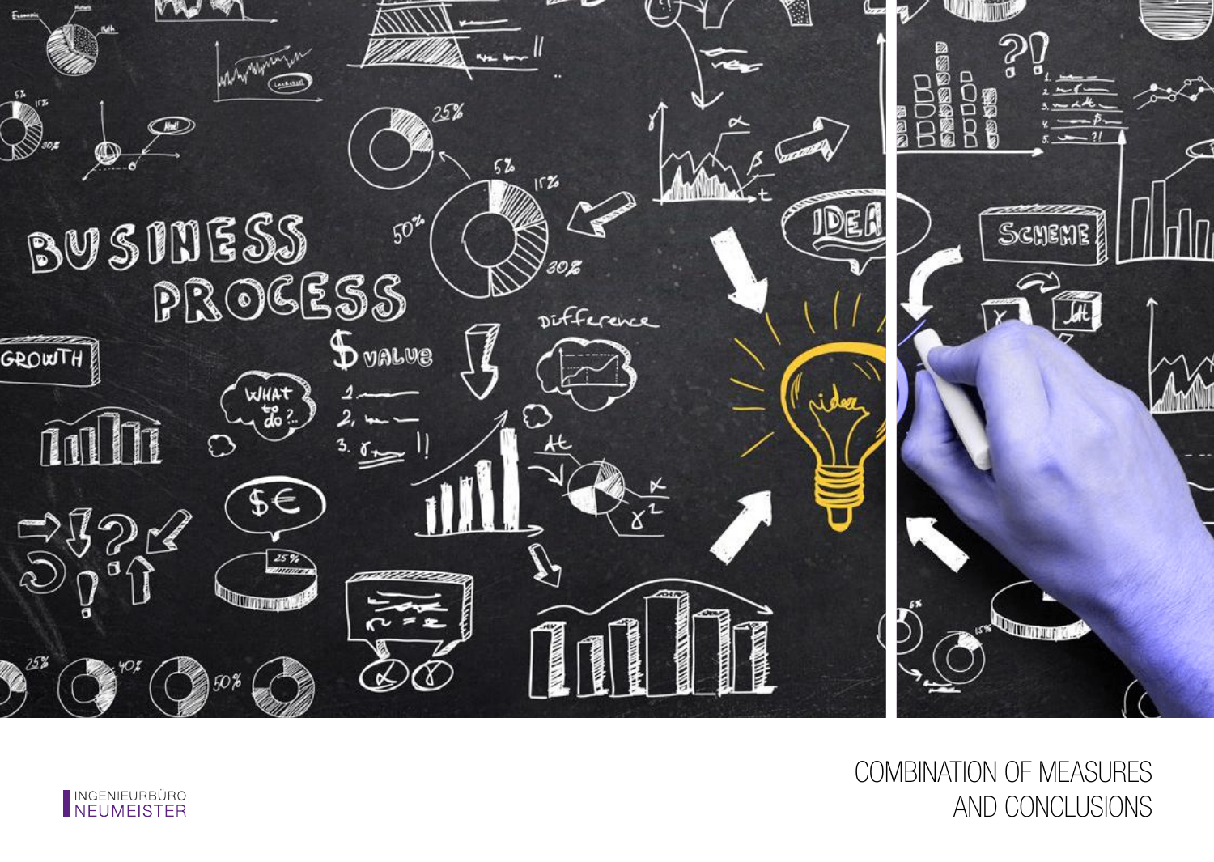# COMBINATION OF MEASURES AND CONCLUSIONS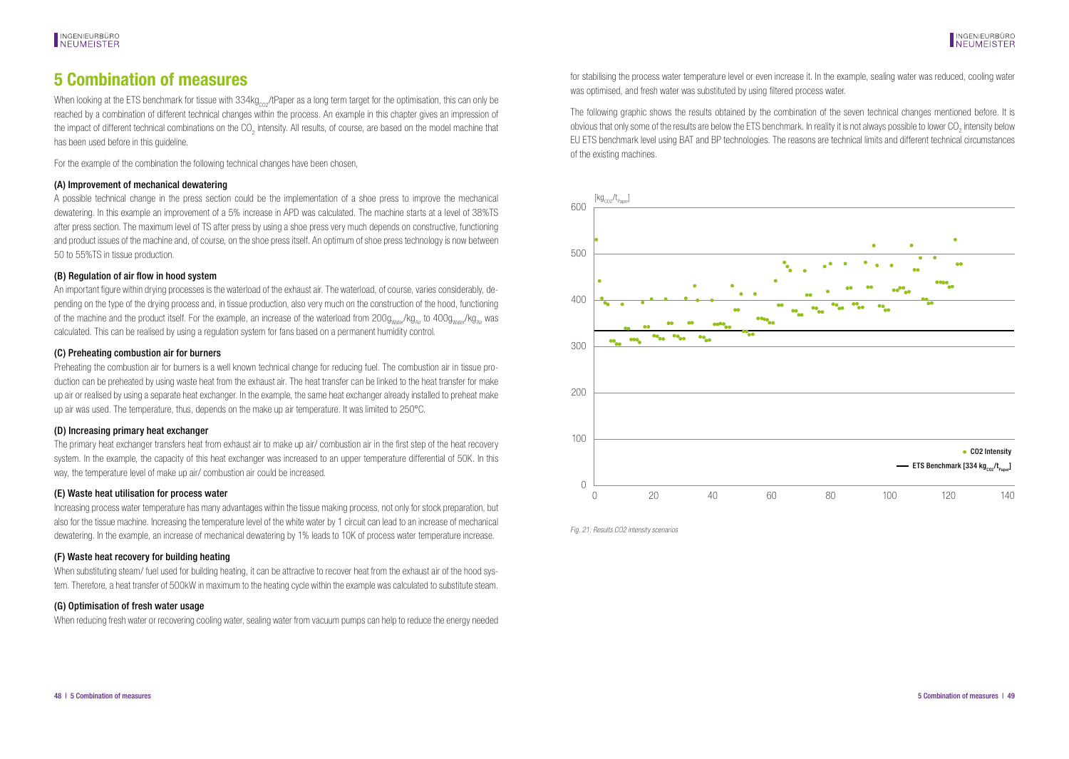# 5 Combination of measures

When looking at the ETS benchmark for tissue with 334kg$_{CO2}$/tPaper as a long term target for the optimisation, this can only be reached by a combination of different technical changes within the process. An example in this chapter gives an impression of the impact of different technical combinations on the $CO_2$ intensity. All results, of course, are based on the model machine that has been used before in this guideline.

For the example of the combination the following technical changes have been chosen,

### (A) Improvement of mechanical dewatering

A possible technical change in the press section could be the implementation of a shoe press to improve the mechanical dewatering. In this example an improvement of a 5% increase in APD was calculated. The machine starts at a level of 38%TS after press section. The maximum level of TS after press by using a shoe press very much depends on constructive, functioning and product issues of the machine and, of course, on the shoe press itself. An optimum of shoe press technology is now between 50 to 55%TS in tissue production.

### (B) Regulation of air flow in hood system

An important figure within drying processes is the waterload of the exhaust air. The waterload, of course, varies considerably, depending on the type of the drying process and, in tissue production, also very much on the construction of the hood, functioning of the machine and the product itself. For the example, an increase of the waterload from 200g$_{Water}$/kg$_{Air}$ to 400g$_{Water}$/kg$_{Air}$ was calculated. This can be realised by using a regulation system for fans based on a permanent humidity control.

### (C) Preheating combustion air for burners

Preheating the combustion air for burners is a well known technical change for reducing fuel. The combustion air in tissue production can be preheated by using waste heat from the exhaust air. The heat transfer can be linked to the heat transfer for make up air or realised by using a separate heat exchanger. In the example, the same heat exchanger already installed to preheat make up air was used. The temperature, thus, depends on the make up air temperature. It was limited to 250°C.

### (D) Increasing primary heat exchanger

The primary heat exchanger transfers heat from exhaust air to make up air/ combustion air in the first step of the heat recovery system. In the example, the capacity of this heat exchanger was increased to an upper temperature differential of 50K. In this way, the temperature level of make up air/ combustion air could be increased.

### (E) Waste heat utilisation for process water

Increasing process water temperature has many advantages within the tissue making process, not only for stock preparation, but also for the tissue machine. Increasing the temperature level of the white water by 1 circuit can lead to an increase of mechanical dewatering. In the example, an increase of mechanical dewatering by 1% leads to 10K of process water temperature increase.

### (F) Waste heat recovery for building heating

When substituting steam/ fuel used for building heating, it can be attractive to recover heat from the exhaust air of the hood system. Therefore, a heat transfer of 500kW in maximum to the heating cycle within the example was calculated to substitute steam.

### (G) Optimisation of fresh water usage

When reducing fresh water or recovering cooling water, sealing water from vacuum pumps can help to reduce the energy needed for stabilising the process water temperature level or even increase it. In the example, sealing water was reduced, cooling water was optimised, and fresh water was substituted by using filtered process water.

The following graphic shows the results obtained by the combination of the seven technical changes mentioned before. It is obvious that only some of the results are below the ETS benchmark. In reality it is not always possible to lower $CO_2$ intensity below EU ETS benchmark level using BAT and BP technologies. The reasons are technical limits and different technical circumstances of the existing machines.

*Fig. 21: Results CO2 intensity scenarios*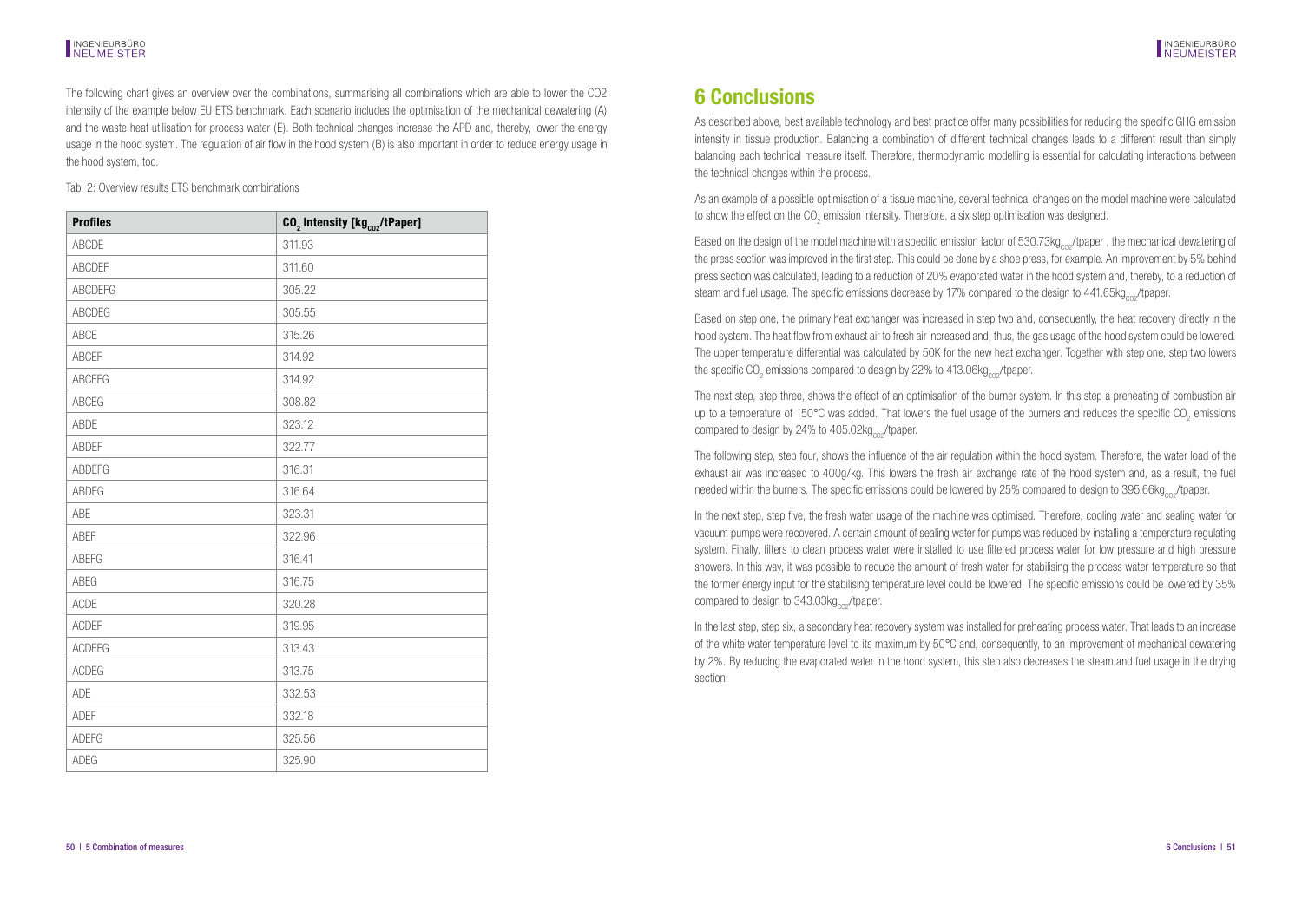The following chart gives an overview over the combinations, summarising all combinations which are able to lower the CO2 intensity of the example below EU ETS benchmark. Each scenario includes the optimisation of the mechanical dewatering (A) and the waste heat utilisation for process water (E). Both technical changes increase the APD and, thereby, lower the energy usage in the hood system. The regulation of air flow in the hood system (B) is also important in order to reduce energy usage in the hood system, too.

Tab. 2: Overview results ETS benchmark combinations

| Profiles | $CO_2$ Intensity [$kg_{CO2}$/tPaper] |
|---|---|
| ABCDE | 311.93 |
| ABCDEF | 311.60 |
| ABCDEFG | 305.22 |
| ABCDEG | 305.55 |
| ABCE | 315.26 |
| ABCEF | 314.92 |
| ABCEFG | 314.92 |
| ABCEG | 308.82 |
| ABDE | 323.12 |
| ABDEF | 322.77 |
| ABDEFG | 316.31 |
| ABDEG | 316.64 |
| ABE | 323.31 |
| ABEF | 322.96 |
| ABEFG | 316.41 |
| ABEG | 316.75 |
| ACDE | 320.28 |
| ACDEF | 319.95 |
| ACDEFG | 313.43 |
| ACDEG | 313.75 |
| ADE | 332.53 |
| ADEF | 332.18 |
| ADEFG | 325.56 |
| ADEG | 325.90 |

# 6 Conclusions

As described above, best available technology and best practice offer many possibilities for reducing the specific GHG emission intensity in tissue production. Balancing a combination of different technical changes leads to a different result than simply balancing each technical measure itself. Therefore, thermodynamic modelling is essential for calculating interactions between the technical changes within the process.

As an example of a possible optimisation of a tissue machine, several technical changes on the model machine were calculated to show the effect on the $CO_2$ emission intensity. Therefore, a six step optimisation was designed.

Based on the design of the model machine with a specific emission factor of 530.73$kg_{CO2}$/tpaper , the mechanical dewatering of the press section was improved in the first step. This could be done by a shoe press, for example. An improvement by 5% behind press section was calculated, leading to a reduction of 20% evaporated water in the hood system and, thereby, to a reduction of steam and fuel usage. The specific emissions decrease by 17% compared to the design to 441.65$kg_{CO2}$/tpaper.

Based on step one, the primary heat exchanger was increased in step two and, consequently, the heat recovery directly in the hood system. The heat flow from exhaust air to fresh air increased and, thus, the gas usage of the hood system could be lowered. The upper temperature differential was calculated by 50K for the new heat exchanger. Together with step one, step two lowers the specific $CO_2$ emissions compared to design by 22% to 413.06$kg_{CO2}$/tpaper.

The next step, step three, shows the effect of an optimisation of the burner system. In this step a preheating of combustion air up to a temperature of 150°C was added. That lowers the fuel usage of the burners and reduces the specific $CO_2$ emissions compared to design by 24% to 405.02$kg_{CO2}$/tpaper.

The following step, step four, shows the influence of the air regulation within the hood system. Therefore, the water load of the exhaust air was increased to 400g/kg. This lowers the fresh air exchange rate of the hood system and, as a result, the fuel needed within the burners. The specific emissions could be lowered by 25% compared to design to 395.66$kg_{CO2}$/tpaper.

In the next step, step five, the fresh water usage of the machine was optimised. Therefore, cooling water and sealing water for vacuum pumps were recovered. A certain amount of sealing water for pumps was reduced by installing a temperature regulating system. Finally, filters to clean process water were installed to use filtered process water for low pressure and high pressure showers. In this way, it was possible to reduce the amount of fresh water for stabilising the process water temperature so that the former energy input for the stabilising temperature level could be lowered. The specific emissions could be lowered by 35% compared to design to 343.03$kg_{CO2}$/tpaper.

In the last step, step six, a secondary heat recovery system was installed for preheating process water. That leads to an increase of the white water temperature level to its maximum by 50°C and, consequently, to an improvement of mechanical dewatering by 2%. By reducing the evaporated water in the hood system, this step also decreases the steam and fuel usage in the drying section.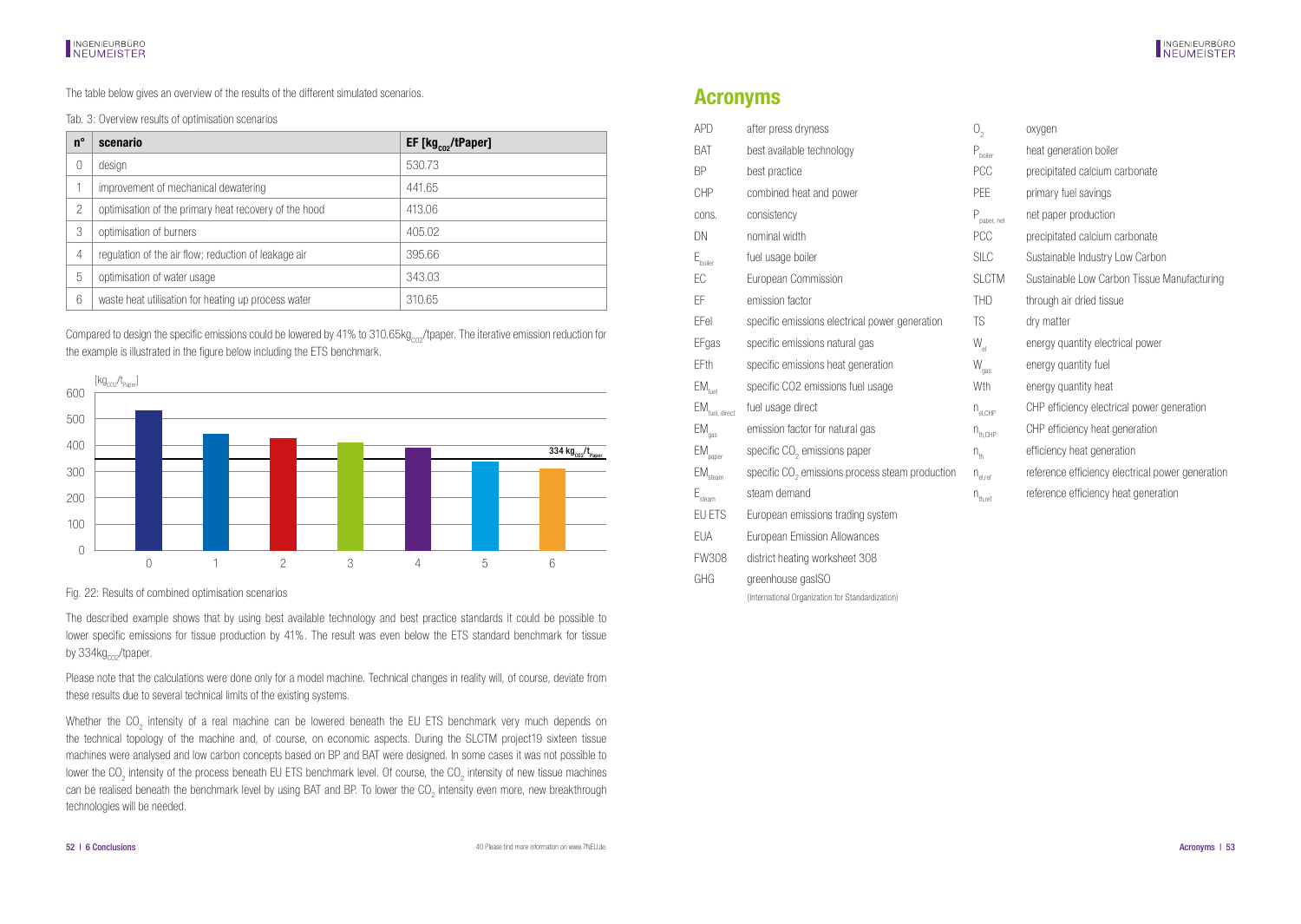The table below gives an overview of the results of the different simulated scenarios.

Tab. 3: Overview results of optimisation scenarios

| n° | scenario | EF [$kg_{CO2}$/tPaper] |
|---|---|---|
| 0 | design | 530.73 |
| 1 | improvement of mechanical dewatering | 441.65 |
| 2 | optimisation of the primary heat recovery of the hood | 413.06 |
| 3 | optimisation of burners | 405.02 |
| 4 | regulation of the air flow; reduction of leakage air | 395.66 |
| 5 | optimisation of water usage | 343.03 |
| 6 | waste heat utilisation for heating up process water | 310.65 |

Compared to design the specific emissions could be lowered by 41% to 310.65$kg_{CO2}$/tpaper. The iterative emission reduction for the example is illustrated in the figure below including the ETS benchmark.

Fig. 22: Results of combined optimisation scenarios

The described example shows that by using best available technology and best practice standards it could be possible to lower specific emissions for tissue production by 41%. The result was even below the ETS standard benchmark for tissue by 334$kg_{CO2}$/tpaper.

Please note that the calculations were done only for a model machine. Technical changes in reality will, of course, deviate from these results due to several technical limits of the existing systems.

Whether the $CO_2$ intensity of a real machine can be lowered beneath the EU ETS benchmark very much depends on the technical topology of the machine and, of course, on economic aspects. During the SLCTM project19 sixteen tissue machines were analysed and low carbon concepts based on BP and BAT were designed. In some cases it was not possible to lower the $CO_2$ intensity of the process beneath EU ETS benchmark level. Of course, the $CO_2$ intensity of new tissue machines can be realised beneath the benchmark level by using BAT and BP. To lower the $CO_2$ intensity even more, new breakthrough technologies will be needed.

40 Please find more information on www.7NEU.de.

# Acronyms

| | |
|---|---|
| APD | after press dryness |
| BAT | best available technology |
| BP | best practice |
| CHP | combined heat and power |
| cons. | consistency |
| DN | nominal width |
| $E_{boiler}$ | fuel usage boiler |
| EC | European Commission |
| EF | emission factor |
| EFel | specific emissions electrical power generation |
| EFgas | specific emissions natural gas |
| EFth | specific emissions heat generation |
| $EM_{fuel}$ | specific CO2 emissions fuel usage |
| $EM_{fuel, direct}$ | fuel usage direct |
| $EM_{gas}$ | emission factor for natural gas |
| $EM_{paper}$ | specific $CO_2$ emissions paper |
| $EM_{steam}$ | specific $CO_2$ emissions process steam production |
| $E_{steam}$ | steam demand |
| EU ETS | European emissions trading system |
| EUA | European Emission Allowances |
| FW308 | district heating worksheet 308 |
| GHG | greenhouse gasISO (International Organization for Standardization) |
| $O_2$ | oxygen |
| $P_{boiler}$ | heat generation boiler |
| PCC | precipitated calcium carbonate |
| PEE | primary fuel savings |
| $P_{paper, net}$ | net paper production |
| PCC | precipitated calcium carbonate |
| SILC | Sustainable Industry Low Carbon |
| SLCTM | Sustainable Low Carbon Tissue Manufacturing |
| THD | through air dried tissue |
| TS | dry matter |
| $W_{el}$ | energy quantity electrical power |
| $W_{gas}$ | energy quantity fuel |
| Wth | energy quantity heat |
| $\eta_{el,CHP}$ | CHP efficiency electrical power generation |
| $\eta_{th,CHP}$ | CHP efficiency heat generation |
| $\eta_{th}$ | efficiency heat generation |
| $\eta_{el,ref}$ | reference efficiency electrical power generation |
| $\eta_{th,ref}$ | reference efficiency heat generation |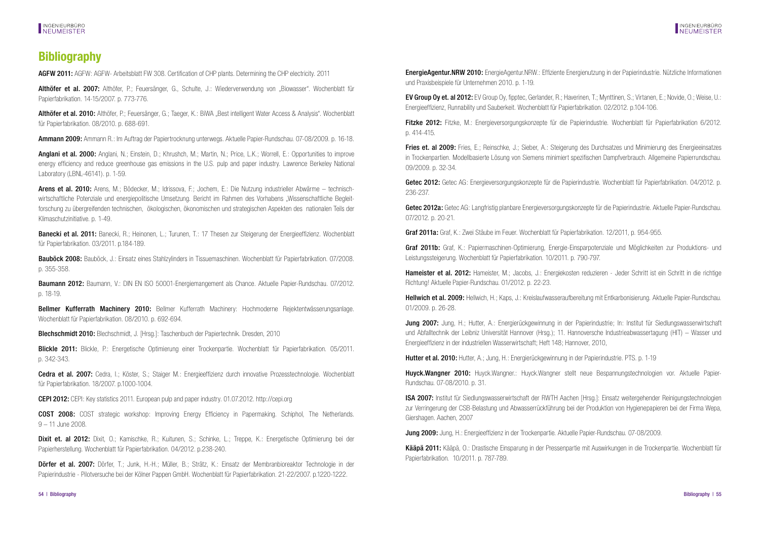# Bibliography

**AGFW 2011:** AGFW: AGFW- Arbeitsblatt FW 308. Certification of CHP plants. Determining the CHP electricity. 2011

**Althöfer et al. 2007:** Althöfer, P.; Feuersänger, G., Schulte, J.: Wiederverwendung von „Biowasser". Wochenblatt für Papierfabrikation. 14-15/2007. p. 773-776.

**Althöfer et al. 2010:** Althöfer, P.; Feuersänger, G.; Taeger, K.: BiWA „Best intelligent Water Access & Analysis". Wochenblatt für Papierfabrikation. 08/2010. p. 688-691.

**Ammann 2009:** Ammann R.: Im Auftrag der Papiertrocknung unterwegs. Aktuelle Papier-Rundschau. 07-08/2009. p. 16-18.

**Anglani et al. 2000:** Anglani, N.; Einstein, D.; Khrushch, M.; Martin, N.; Price, L.K.; Worrell, E.: Opportunities to improve energy efficiency and reduce greenhouse gas emissions in the U.S. pulp and paper industry. Lawrence Berkeley National Laboratory (LBNL-46141). p. 1-59.

**Arens et al. 2010:** Arens, M.; Bödecker, M.; Idrissova, F.; Jochem, E.: Die Nutzung industrieller Abwärme – technisch-wirtschaftliche Potenziale und energiepolitische Umsetzung. Bericht im Rahmen des Vorhabens „Wissenschaftliche Begleitforschung zu übergreifenden technischen, ökologischen, ökonomischen und strategischen Aspekten des nationalen Teils der Klimaschutzinitiative. p. 1-49.

**Banecki et al. 2011:** Banecki, R.; Heinonen, L.; Turunen, T.: 17 Thesen zur Steigerung der Energieeffizienz. Wochenblatt für Papierfabrikation. 03/2011. p.184-189.

**Bauböck 2008:** Bauböck, J.: Einsatz eines Stahlzylinders in Tissuemaschinen. Wochenblatt für Papierfabrikation. 07/2008. p. 355-358.

**Baumann 2012:** Baumann, V.: DIN EN ISO 50001-Energiemangement als Chance. Aktuelle Papier-Rundschau. 07/2012. p. 18-19.

**Bellmer Kufferrath Machinery 2010:** Bellmer Kufferrath Machinery: Hochmoderne Rejektentwässerungsanlage. Wochenblatt für Papierfabrikation. 08/2010. p. 692-694.

**Blechschmidt 2010:** Blechschmidt, J. [Hrsg.]: Taschenbuch der Papiertechnik. Dresden, 2010

**Blickle 2011:** Blickle, P.: Energetische Optimierung einer Trockenpartie. Wochenblatt für Papierfabrikation. 05/2011. p. 342-343.

**Cedra et al. 2007:** Cedra, I.; Köster, S.; Staiger M.: Energieeffizienz durch innovative Prozesstechnologie. Wochenblatt für Papierfabrikation. 18/2007. p.1000-1004.

**CEPI 2012:** CEPI: Key statistics 2011. European pulp and paper industry. 01.07.2012. http://cepi.org

**COST 2008:** COST strategic workshop: Improving Energy Efficiency in Papermaking. Schiphol, The Netherlands. 9 – 11 June 2008.

**Dixit et. al 2012:** Dixit, O.; Kamischke, R.; Kuitunen, S.; Schinke, L.; Treppe, K.: Energetische Optimierung bei der Papierherstellung. Wochenblatt für Papierfabrikation. 04/2012. p.238-240.

**Dörfer et al. 2007:** Dörfer, T.; Junk, H.-H.; Müller, B.; Strätz, K.: Einsatz der Membranbioreaktor Technologie in der Papierindustrie - Pilotversuche bei der Kölner Pappen GmbH. Wochenblatt für Papierfabrikation. 21-22/2007. p.1220-1222.

**EnergieAgentur.NRW 2010:** EnergieAgentur.NRW.: Effiziente Energienutzung in der Papierindustrie. Nützliche Informationen und Praxisbeispiele für Unternehmen 2010. p. 1-19.

**EV Group Oy et. al 2012:** EV Group Oy, fipptec, Gerlander, R.; Haverinen, T.; Mynttinen, S.; Virtanen, E.; Novide, O.; Weise, U.: Energieeffizienz, Runnability und Sauberkeit. Wochenblatt für Papierfabrikation. 02/2012. p.104-106.

**Fitzke 2012:** Fitzke, M.: Energieversorgungskonzepte für die Papierindustrie. Wochenblatt für Papierfabrikation 6/2012. p. 414-415.

**Fries et. al 2009:** Fries, E.; Reinschke, J.; Sieber, A.: Steigerung des Durchsatzes und Minimierung des Energieeinsatzes in Trockenpartien. Modellbasierte Lösung von Siemens minimiert spezifischen Dampfverbrauch. Allgemeine Papierrundschau. 09/2009. p. 32-34.

**Getec 2012:** Getec AG: Energieversorgungskonzepte für die Papierindustrie. Wochenblatt für Papierfabrikation. 04/2012. p. 236-237.

**Getec 2012a:** Getec AG: Langfristig planbare Energieversorgungskonzepte für die Papierindustrie. Aktuelle Papier-Rundschau. 07/2012. p. 20-21.

**Graf 2011a:** Graf, K.: Zwei Stäube im Feuer. Wochenblatt für Papierfabrikation. 12/2011, p. 954-955.

**Graf 2011b:** Graf, K.: Papiermaschinen-Optimierung, Energie-Einsparpotenziale und Möglichkeiten zur Produktions- und Leistungssteigerung. Wochenblatt für Papierfabrikation. 10/2011. p. 790-797.

**Hameister et al. 2012:** Hameister, M.; Jacobs, J.: Energiekosten reduzieren - Jeder Schritt ist ein Schritt in die richtige Richtung! Aktuelle Papier-Rundschau. 01/2012. p. 22-23.

**Hellwich et al. 2009:** Hellwich, H.; Kaps, J.: Kreislaufwasseraufbereitung mit Entkarbonisierung. Aktuelle Papier-Rundschau. 01/2009. p. 26-28.

**Jung 2007:** Jung, H.; Hutter, A.: Energierückgewinnung in der Papierindustrie; In: Institut für Siedlungswasserwirtschaft und Abfalltechnik der Leibniz Universität Hannover (Hrsg.); 11. Hannoversche Industrieabwassertagung (HIT) – Wasser und Energieeffizienz in der industriellen Wasserwirtschaft; Heft 148; Hannover, 2010,

**Hutter et al. 2010:** Hutter, A.; Jung, H.: Energierückgewinnung in der Papierindustrie. PTS. p. 1-19

**Huyck.Wangner 2010:** Huyck.Wangner.: Huyck.Wangner stellt neue Bespannungstechnologien vor. Aktuelle Papier-Rundschau. 07-08/2010. p. 31.

**ISA 2007:** Institut für Siedlungswasserwirtschaft der RWTH Aachen [Hrsg.]: Einsatz weitergehender Reinigungstechnologien zur Verringerung der CSB-Belastung und Abwasserrückführung bei der Produktion von Hygienepapieren bei der Firma Wepa, Giershagen. Aachen, 2007

**Jung 2009:** Jung, H.: Energieeffizienz in der Trockenpartie. Aktuelle Papier-Rundschau. 07-08/2009.

**Kääpä 2011:** Kääpä, O.: Drastische Einsparung in der Pressenpartie mit Auswirkungen in die Trockenpartie. Wochenblatt für Papierfabrikation. 10/2011. p. 787-789.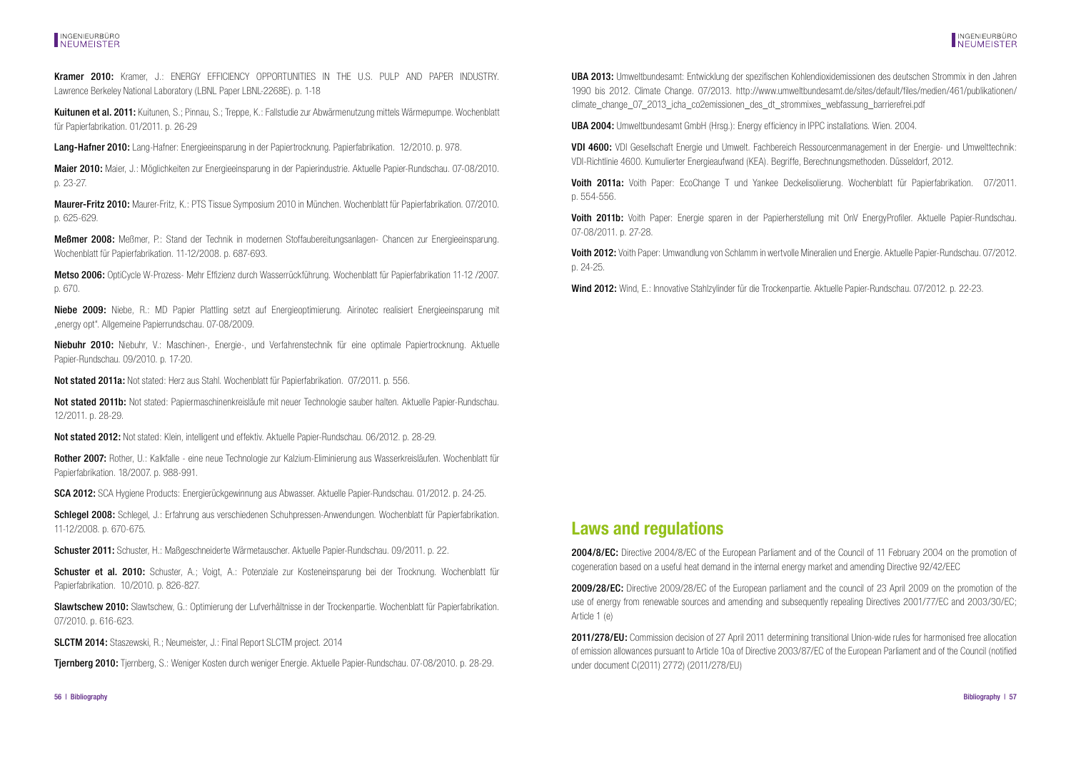**Kramer 2010:** Kramer, J.: ENERGY EFFICIENCY OPPORTUNITIES IN THE U.S. PULP AND PAPER INDUSTRY. Lawrence Berkeley National Laboratory (LBNL Paper LBNL-2268E). p. 1-18

**Kuitunen et al. 2011:** Kuitunen, S.; Pinnau, S.; Treppe, K.: Fallstudie zur Abwärmenutzung mittels Wärmepumpe. Wochenblatt für Papierfabrikation. 01/2011. p. 26-29

**Lang-Hafner 2010:** Lang-Hafner: Energieeinsparung in der Papiertrocknung. Papierfabrikation. 12/2010. p. 978.

**Maier 2010:** Maier, J.: Möglichkeiten zur Energieeinsparung in der Papierindustrie. Aktuelle Papier-Rundschau. 07-08/2010. p. 23-27.

**Maurer-Fritz 2010:** Maurer-Fritz, K.: PTS Tissue Symposium 2010 in München. Wochenblatt für Papierfabrikation. 07/2010. p. 625-629.

**Meßmer 2008:** Meßmer, P.: Stand der Technik in modernen Stoffaubereitungsanlagen- Chancen zur Energieeinsparung. Wochenblatt für Papierfabrikation. 11-12/2008. p. 687-693.

**Metso 2006:** OptiCycle W-Prozess- Mehr Effizienz durch Wasserrückführung. Wochenblatt für Papierfabrikation 11-12 /2007. p. 670.

**Niebe 2009:** Niebe, R.: MD Papier Plattling setzt auf Energieoptimierung. Airinotec realisiert Energieeinsparung mit „energy opt". Allgemeine Papierrundschau. 07-08/2009.

**Niebuhr 2010:** Niebuhr, V.: Maschinen-, Energie-, und Verfahrenstechnik für eine optimale Papiertrocknung. Aktuelle Papier-Rundschau. 09/2010. p. 17-20.

**Not stated 2011a:** Not stated: Herz aus Stahl. Wochenblatt für Papierfabrikation. 07/2011. p. 556.

**Not stated 2011b:** Not stated: Papiermaschinenkreisläufe mit neuer Technologie sauber halten. Aktuelle Papier-Rundschau. 12/2011. p. 28-29.

**Not stated 2012:** Not stated: Klein, intelligent und effektiv. Aktuelle Papier-Rundschau. 06/2012. p. 28-29.

**Rother 2007:** Rother, U.: Kalkfalle - eine neue Technologie zur Kalzium-Eliminierung aus Wasserkreisläufen. Wochenblatt für Papierfabrikation. 18/2007. p. 988-991.

**SCA 2012:** SCA Hygiene Products: Energierückgewinnung aus Abwasser. Aktuelle Papier-Rundschau. 01/2012. p. 24-25.

**Schlegel 2008:** Schlegel, J.: Erfahrung aus verschiedenen Schuhpressen-Anwendungen. Wochenblatt für Papierfabrikation. 11-12/2008. p. 670-675.

**Schuster 2011:** Schuster, H.: Maßgeschneiderte Wärmetauscher. Aktuelle Papier-Rundschau. 09/2011. p. 22.

**Schuster et al. 2010:** Schuster, A.; Voigt, A.: Potenziale zur Kosteneinsparung bei der Trocknung. Wochenblatt für Papierfabrikation. 10/2010. p. 826-827.

**Slawtschew 2010:** Slawtschew, G.: Optimierung der Lufverhältnisse in der Trockenpartie. Wochenblatt für Papierfabrikation. 07/2010. p. 616-623.

**SLCTM 2014:** Staszewski, R.; Neumeister, J.: Final Report SLCTM project. 2014

**Tjernberg 2010:** Tjernberg, S.: Weniger Kosten durch weniger Energie. Aktuelle Papier-Rundschau. 07-08/2010. p. 28-29.

**UBA 2013:** Umweltbundesamt: Entwicklung der spezifischen Kohlendioxidemissionen des deutschen Strommix in den Jahren 1990 bis 2012. Climate Change. 07/2013. http://www.umweltbundesamt.de/sites/default/files/medien/461/publikationen/climate_change_07_2013_icha_co2emissionen_des_dt_strommixes_webfassung_barrierefrei.pdf

**UBA 2004:** Umweltbundesamt GmbH (Hrsg.): Energy efficiency in IPPC installations. Wien. 2004.

**VDI 4600:** VDI Gesellschaft Energie und Umwelt. Fachbereich Ressourcenmanagement in der Energie- und Umwelttechnik: VDI-Richtlinie 4600. Kumulierter Energieaufwand (KEA). Begriffe, Berechnungsmethoden. Düsseldorf, 2012.

**Voith 2011a:** Voith Paper: EcoChange T und Yankee Deckelisolierung. Wochenblatt für Papierfabrikation. 07/2011. p. 554-556.

**Voith 2011b:** Voith Paper: Energie sparen in der Papierherstellung mit OnV EnergyProfiler. Aktuelle Papier-Rundschau. 07-08/2011. p. 27-28.

**Voith 2012:** Voith Paper: Umwandlung von Schlamm in wertvolle Mineralien und Energie. Aktuelle Papier-Rundschau. 07/2012. p. 24-25.

**Wind 2012:** Wind, E.: Innovative Stahlzylinder für die Trockenpartie. Aktuelle Papier-Rundschau. 07/2012. p. 22-23.

## Laws and regulations

**2004/8/EC:** Directive 2004/8/EC of the European Parliament and of the Council of 11 February 2004 on the promotion of cogeneration based on a useful heat demand in the internal energy market and amending Directive 92/42/EEC

**2009/28/EC:** Directive 2009/28/EC of the European parliament and the council of 23 April 2009 on the promotion of the use of energy from renewable sources and amending and subsequently repealing Directives 2001/77/EC and 2003/30/EC; Article 1 (e)

**2011/278/EU:** Commission decision of 27 April 2011 determining transitional Union-wide rules for harmonised free allocation of emission allowances pursuant to Article 10a of Directive 2003/87/EC of the European Parliament and of the Council (notified under document C(2011) 2772) (2011/278/EU)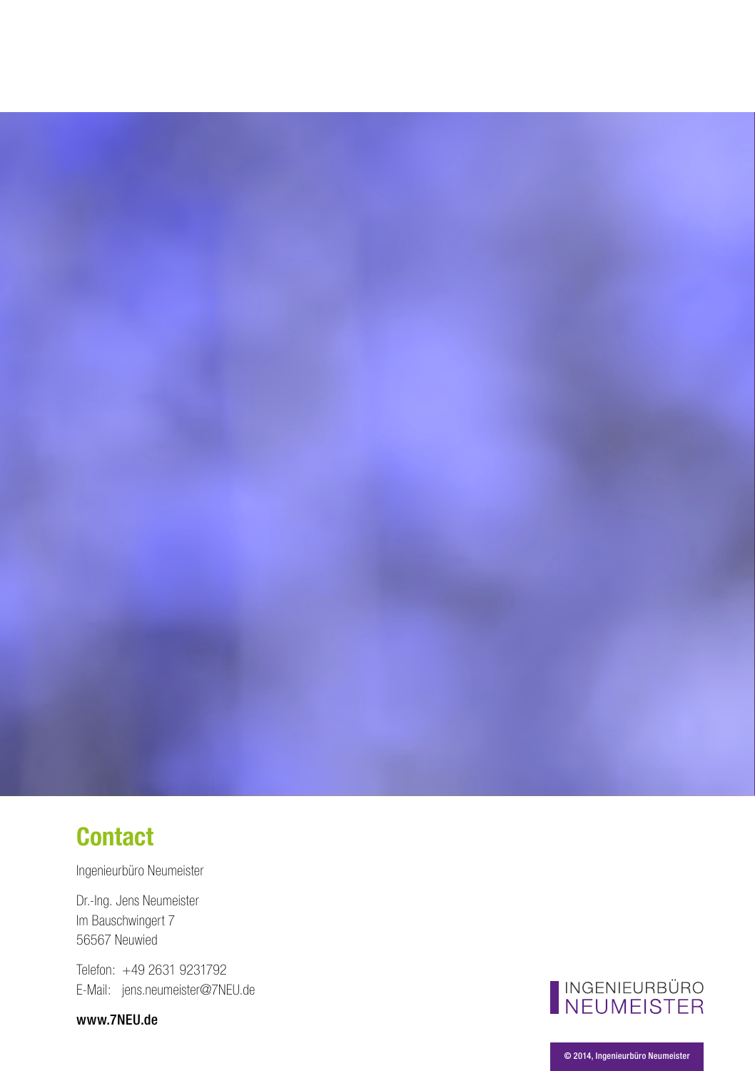## Contact

Ingenieurbüro Neumeister

Dr.-Ing. Jens Neumeister
Im Bauschwingert 7
56567 Neuwied

Telefon: +49 2631 9231792
E-Mail: jens.neumeister@7NEU.de

**www.7NEU.de**

INGENIEURBÜRO
NEUMEISTER

© 2014, Ingenieurbüro Neumeister